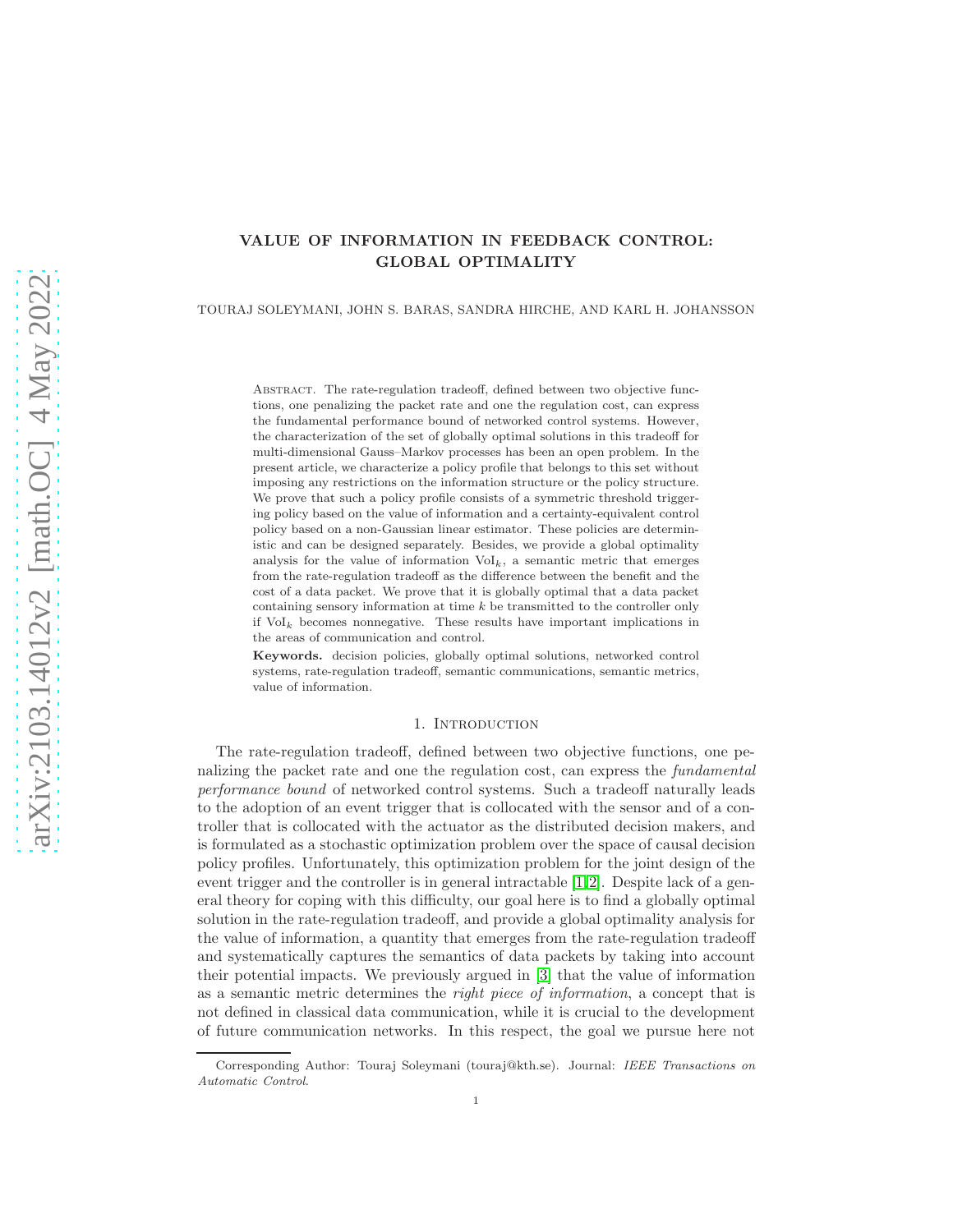# VALUE OF INFORMATION IN FEEDBACK CONTROL: GLOBAL OPTIMALITY

TOURAJ SOLEYMANI, JOHN S. BARAS, SANDRA HIRCHE, AND KARL H. JOHANSSON

Abstract. The rate-regulation tradeoff, defined between two objective functions, one penalizing the packet rate and one the regulation cost, can express the fundamental performance bound of networked control systems. However, the characterization of the set of globally optimal solutions in this tradeoff for multi-dimensional Gauss–Markov processes has been an open problem. In the present article, we characterize a policy profile that belongs to this set without imposing any restrictions on the information structure or the policy structure. We prove that such a policy profile consists of a symmetric threshold triggering policy based on the value of information and a certainty-equivalent control policy based on a non-Gaussian linear estimator. These policies are deterministic and can be designed separately. Besides, we provide a global optimality analysis for the value of information $\mathrm{VoI}_k$, a semantic metric that emerges from the rate-regulation tradeoff as the difference between the benefit and the cost of a data packet. We prove that it is globally optimal that a data packet containing sensory information at time $k$ be transmitted to the controller only if $\mathrm{VoI}_k$ becomes nonnegative. These results have important implications in the areas of communication and control.

**Keywords.** decision policies, globally optimal solutions, networked control systems, rate-regulation tradeoff, semantic communications, semantic metrics, value of information.

## 1. Introduction

The rate-regulation tradeoff, defined between two objective functions, one penalizing the packet rate and one the regulation cost, can express the *fundamental performance bound* of networked control systems. Such a tradeoff naturally leads to the adoption of an event trigger that is collocated with the sensor and of a controller that is collocated with the actuator as the distributed decision makers, and is formulated as a stochastic optimization problem over the space of causal decision policy profiles. Unfortunately, this optimization problem for the joint design of the event trigger and the controller is in general intractable [1][2]. Despite lack of a general theory for coping with this difficulty, our goal here is to find a globally optimal solution in the rate-regulation tradeoff, and provide a global optimality analysis for the value of information, a quantity that emerges from the rate-regulation tradeoff and systematically captures the semantics of data packets by taking into account their potential impacts. We previously argued in [3] that the value of information as a semantic metric determines the *right piece of information*, a concept that is not defined in classical data communication, while it is crucial to the development of future communication networks. In this respect, the goal we pursue here not

Corresponding Author: Touraj Soleymani (touraj@kth.se). Journal: *IEEE Transactions on Automatic Control*.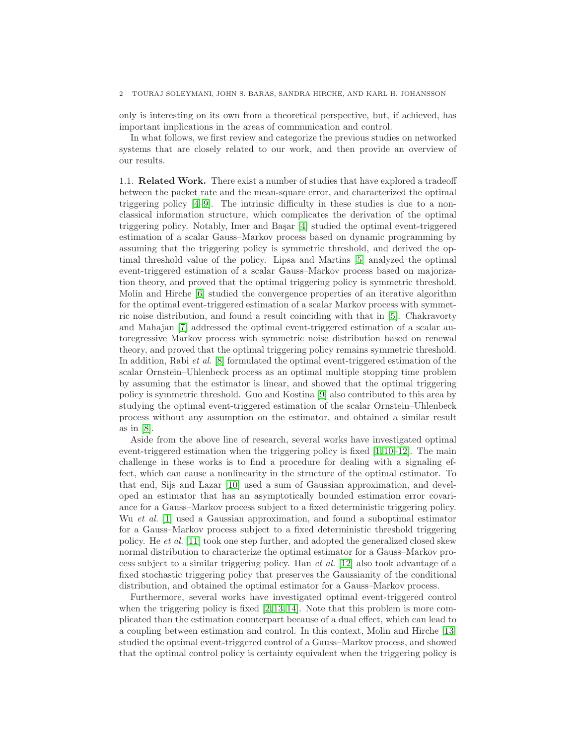only is interesting on its own from a theoretical perspective, but, if achieved, has important implications in the areas of communication and control.

In what follows, we first review and categorize the previous studies on networked systems that are closely related to our work, and then provide an overview of our results.

1.1. **Related Work.** There exist a number of studies that have explored a tradeoff between the packet rate and the mean-square error, and characterized the optimal triggering policy [4–9]. The intrinsic difficulty in these studies is due to a nonclassical information structure, which complicates the derivation of the optimal triggering policy. Notably, Imer and Başar [4] studied the optimal event-triggered estimation of a scalar Gauss–Markov process based on dynamic programming by assuming that the triggering policy is symmetric threshold, and derived the optimal threshold value of the policy. Lipsa and Martins [5] analyzed the optimal event-triggered estimation of a scalar Gauss–Markov process based on majorization theory, and proved that the optimal triggering policy is symmetric threshold. Molin and Hirche [6] studied the convergence properties of an iterative algorithm for the optimal event-triggered estimation of a scalar Markov process with symmetric noise distribution, and found a result coinciding with that in [5]. Chakravorty and Mahajan [7] addressed the optimal event-triggered estimation of a scalar autoregressive Markov process with symmetric noise distribution based on renewal theory, and proved that the optimal triggering policy remains symmetric threshold. In addition, Rabi *et al.* [8] formulated the optimal event-triggered estimation of the scalar Ornstein–Uhlenbeck process as an optimal multiple stopping time problem by assuming that the estimator is linear, and showed that the optimal triggering policy is symmetric threshold. Guo and Kostina [9] also contributed to this area by studying the optimal event-triggered estimation of the scalar Ornstein–Uhlenbeck process without any assumption on the estimator, and obtained a similar result as in [8].

Aside from the above line of research, several works have investigated optimal event-triggered estimation when the triggering policy is fixed [1, 10–12]. The main challenge in these works is to find a procedure for dealing with a signaling effect, which can cause a nonlinearity in the structure of the optimal estimator. To that end, Sijs and Lazar [10] used a sum of Gaussian approximation, and developed an estimator that has an asymptotically bounded estimation error covariance for a Gauss–Markov process subject to a fixed deterministic triggering policy. Wu *et al.* [1] used a Gaussian approximation, and found a suboptimal estimator for a Gauss–Markov process subject to a fixed deterministic threshold triggering policy. He *et al.* [11] took one step further, and adopted the generalized closed skew normal distribution to characterize the optimal estimator for a Gauss–Markov process subject to a similar triggering policy. Han *et al.* [12] also took advantage of a fixed stochastic triggering policy that preserves the Gaussianity of the conditional distribution, and obtained the optimal estimator for a Gauss–Markov process.

Furthermore, several works have investigated optimal event-triggered control when the triggering policy is fixed [2, 13, 14]. Note that this problem is more complicated than the estimation counterpart because of a dual effect, which can lead to a coupling between estimation and control. In this context, Molin and Hirche [13] studied the optimal event-triggered control of a Gauss–Markov process, and showed that the optimal control policy is certainty equivalent when the triggering policy is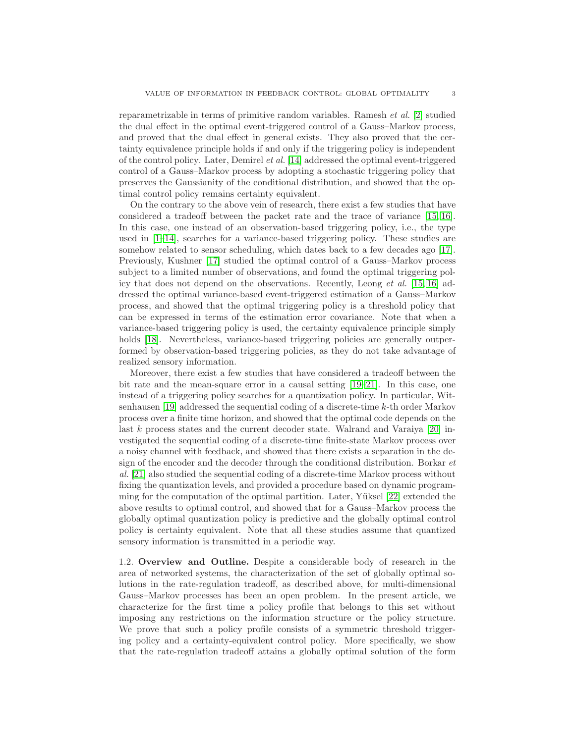reparametrizable in terms of primitive random variables. Ramesh *et al.* [2] studied the dual effect in the optimal event-triggered control of a Gauss–Markov process, and proved that the dual effect in general exists. They also proved that the certainty equivalence principle holds if and only if the triggering policy is independent of the control policy. Later, Demirel *et al.* [14] addressed the optimal event-triggered control of a Gauss–Markov process by adopting a stochastic triggering policy that preserves the Gaussianity of the conditional distribution, and showed that the optimal control policy remains certainty equivalent.

On the contrary to the above vein of research, there exist a few studies that have considered a tradeoff between the packet rate and the trace of variance [15,16]. In this case, one instead of an observation-based triggering policy, i.e., the type used in [1–14], searches for a variance-based triggering policy. These studies are somehow related to sensor scheduling, which dates back to a few decades ago [17]. Previously, Kushner [17] studied the optimal control of a Gauss–Markov process subject to a limited number of observations, and found the optimal triggering policy that does not depend on the observations. Recently, Leong *et al.* [15,16] addressed the optimal variance-based event-triggered estimation of a Gauss–Markov process, and showed that the optimal triggering policy is a threshold policy that can be expressed in terms of the estimation error covariance. Note that when a variance-based triggering policy is used, the certainty equivalence principle simply holds [18]. Nevertheless, variance-based triggering policies are generally outperformed by observation-based triggering policies, as they do not take advantage of realized sensory information.

Moreover, there exist a few studies that have considered a tradeoff between the bit rate and the mean-square error in a causal setting [19–21]. In this case, one instead of a triggering policy searches for a quantization policy. In particular, Witsenhausen [19] addressed the sequential coding of a discrete-time $k$-th order Markov process over a finite time horizon, and showed that the optimal code depends on the last $k$ process states and the current decoder state. Walrand and Varaiya [20] investigated the sequential coding of a discrete-time finite-state Markov process over a noisy channel with feedback, and showed that there exists a separation in the design of the encoder and the decoder through the conditional distribution. Borkar *et al.* [21] also studied the sequential coding of a discrete-time Markov process without fixing the quantization levels, and provided a procedure based on dynamic programming for the computation of the optimal partition. Later, Yüksel [22] extended the above results to optimal control, and showed that for a Gauss–Markov process the globally optimal quantization policy is predictive and the globally optimal control policy is certainty equivalent. Note that all these studies assume that quantized sensory information is transmitted in a periodic way.

1.2. **Overview and Outline.** Despite a considerable body of research in the area of networked systems, the characterization of the set of globally optimal solutions in the rate-regulation tradeoff, as described above, for multi-dimensional Gauss–Markov processes has been an open problem. In the present article, we characterize for the first time a policy profile that belongs to this set without imposing any restrictions on the information structure or the policy structure. We prove that such a policy profile consists of a symmetric threshold triggering policy and a certainty-equivalent control policy. More specifically, we show that the rate-regulation tradeoff attains a globally optimal solution of the form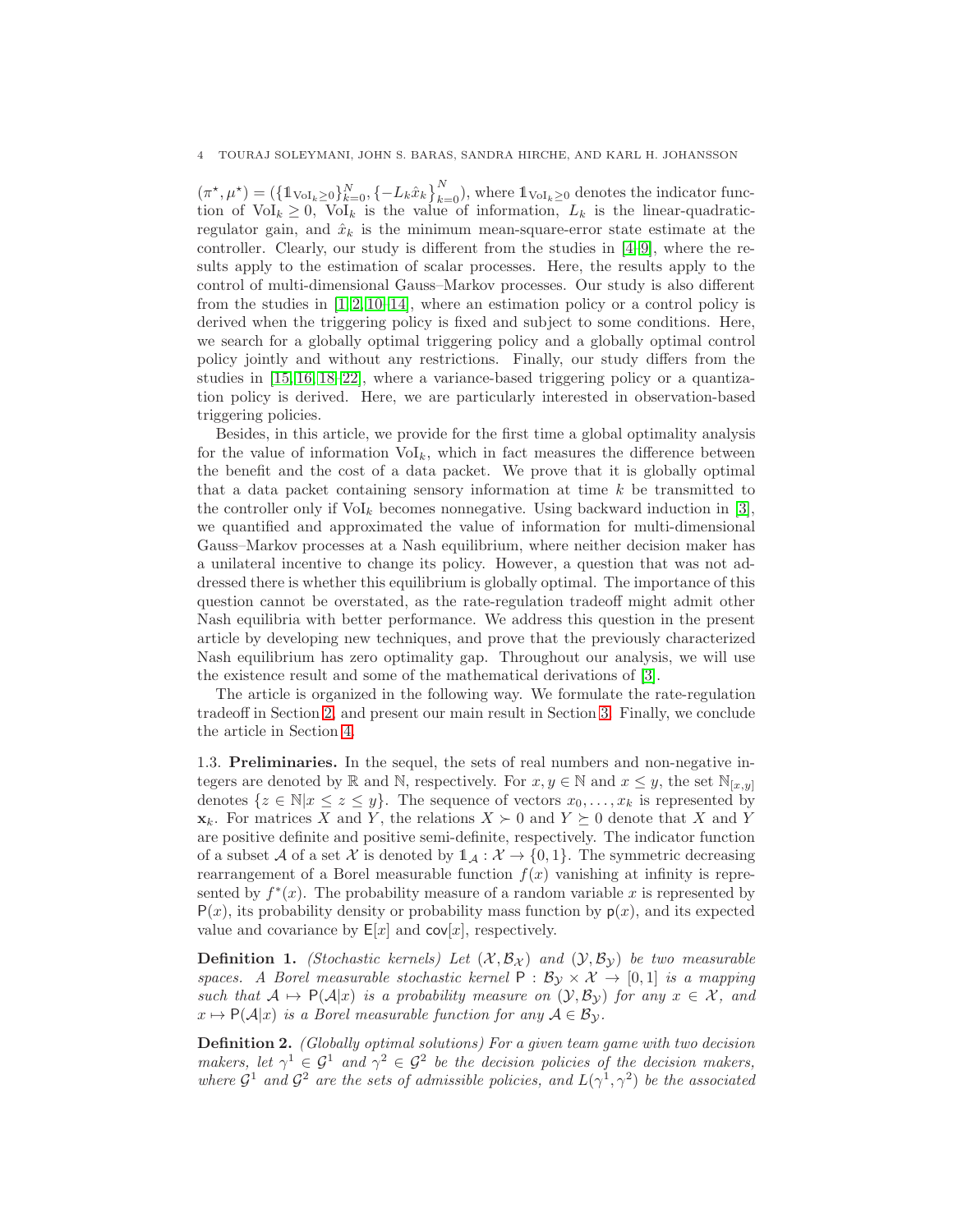$(\pi^\star, \mu^\star) = (\{\mathbb{1}_{\mathrm{VoI}_k \geq 0}\}_{k=0}^N, \{-L_k \hat{x}_k\}_{k=0}^N)$, where $\mathbb{1}_{\mathrm{VoI}_k \geq 0}$ denotes the indicator function of $\mathrm{VoI}_k \geq 0$, $\mathrm{VoI}_k$ is the value of information, $L_k$ is the linear-quadratic-regulator gain, and $\hat{x}_k$ is the minimum mean-square-error state estimate at the controller. Clearly, our study is different from the studies in [4–9], where the results apply to the estimation of scalar processes. Here, the results apply to the control of multi-dimensional Gauss–Markov processes. Our study is also different from the studies in [1, 2, 10–14], where an estimation policy or a control policy is derived when the triggering policy is fixed and subject to some conditions. Here, we search for a globally optimal triggering policy and a globally optimal control policy jointly and without any restrictions. Finally, our study differs from the studies in [15, 16, 18–22], where a variance-based triggering policy or a quantization policy is derived. Here, we are particularly interested in observation-based triggering policies.

Besides, in this article, we provide for the first time a global optimality analysis for the value of information $\mathrm{VoI}_k$, which in fact measures the difference between the benefit and the cost of a data packet. We prove that it is globally optimal that a data packet containing sensory information at time $k$ be transmitted to the controller only if $\mathrm{VoI}_k$ becomes nonnegative. Using backward induction in [3], we quantified and approximated the value of information for multi-dimensional Gauss–Markov processes at a Nash equilibrium, where neither decision maker has a unilateral incentive to change its policy. However, a question that was not addressed there is whether this equilibrium is globally optimal. The importance of this question cannot be overstated, as the rate-regulation tradeoff might admit other Nash equilibria with better performance. We address this question in the present article by developing new techniques, and prove that the previously characterized Nash equilibrium has zero optimality gap. Throughout our analysis, we will use the existence result and some of the mathematical derivations of [3].

The article is organized in the following way. We formulate the rate-regulation tradeoff in Section 2, and present our main result in Section 3. Finally, we conclude the article in Section 4.

### 1.3. Preliminaries.

In the sequel, the sets of real numbers and non-negative integers are denoted by $\mathbb{R}$ and $\mathbb{N}$, respectively. For $x, y \in \mathbb{N}$ and $x \leq y$, the set $\mathbb{N}_{[x,y]}$ denotes $\{z \in \mathbb{N} | x \leq z \leq y\}$. The sequence of vectors $x_0, \ldots, x_k$ is represented by $\mathbf{x}_k$. For matrices $X$ and $Y$, the relations $X \succ 0$ and $Y \succeq 0$ denote that $X$ and $Y$ are positive definite and positive semi-definite, respectively. The indicator function of a subset $\mathcal{A}$ of a set $\mathcal{X}$ is denoted by $\mathbb{1}_{\mathcal{A}} : \mathcal{X} \to \{0, 1\}$. The symmetric decreasing rearrangement of a Borel measurable function $f(x)$ vanishing at infinity is represented by $f^*(x)$. The probability measure of a random variable $x$ is represented by $\mathsf{P}(x)$, its probability density or probability mass function by $\mathsf{p}(x)$, and its expected value and covariance by $\mathsf{E}[x]$ and $\mathsf{cov}[x]$, respectively.

**Definition 1.** *(Stochastic kernels) Let $(\mathcal{X}, \mathcal{B}_{\mathcal{X}})$ and $(\mathcal{Y}, \mathcal{B}_{\mathcal{Y}})$ be two measurable spaces. A Borel measurable stochastic kernel $\mathsf{P} : \mathcal{B}_{\mathcal{Y}} \times \mathcal{X} \to [0, 1]$ is a mapping such that $\mathcal{A} \mapsto \mathsf{P}(\mathcal{A}|x)$ is a probability measure on $(\mathcal{Y}, \mathcal{B}_{\mathcal{Y}})$ for any $x \in \mathcal{X}$, and $x \mapsto \mathsf{P}(\mathcal{A}|x)$ is a Borel measurable function for any $\mathcal{A} \in \mathcal{B}_{\mathcal{Y}}$.*

**Definition 2.** *(Globally optimal solutions) For a given team game with two decision makers, let $\gamma^1 \in \mathcal{G}^1$ and $\gamma^2 \in \mathcal{G}^2$ be the decision policies of the decision makers, where $\mathcal{G}^1$ and $\mathcal{G}^2$ are the sets of admissible policies, and $L(\gamma^1, \gamma^2)$ be the associated*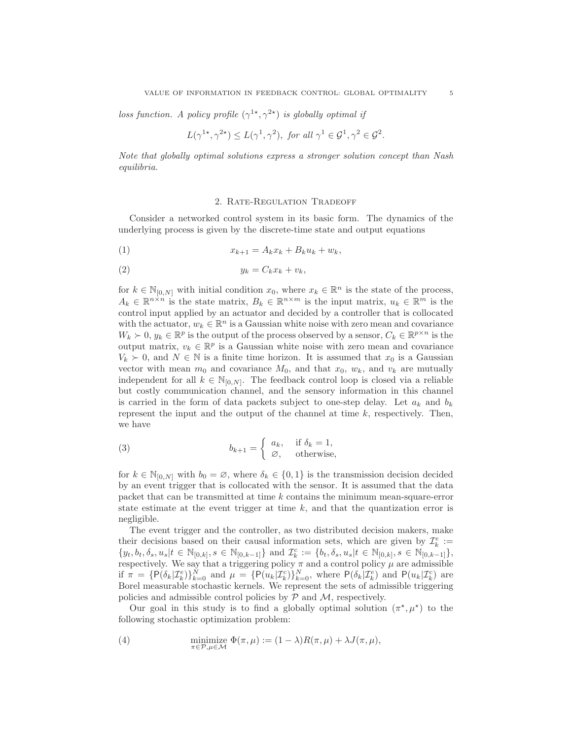*loss function. A policy profile $(\gamma^{1\star}, \gamma^{2\star})$ is globally optimal if*

$$L(\gamma^{1\star}, \gamma^{2\star}) \leq L(\gamma^1, \gamma^2), \text{ for all } \gamma^1 \in \mathcal{G}^1, \gamma^2 \in \mathcal{G}^2.$$

*Note that globally optimal solutions express a stronger solution concept than Nash equilibria.*

## 2. Rate-Regulation Tradeoff

Consider a networked control system in its basic form. The dynamics of the underlying process is given by the discrete-time state and output equations

$$x_{k+1} = A_k x_k + B_k u_k + w_k, \tag{1}$$

$$y_k = C_k x_k + v_k, \tag{2}$$

for $k \in \mathbb{N}_{[0,N]}$ with initial condition $x_0$, where $x_k \in \mathbb{R}^n$ is the state of the process, $A_k \in \mathbb{R}^{n \times n}$ is the state matrix, $B_k \in \mathbb{R}^{n \times m}$ is the input matrix, $u_k \in \mathbb{R}^m$ is the control input applied by an actuator and decided by a controller that is collocated with the actuator, $w_k \in \mathbb{R}^n$ is a Gaussian white noise with zero mean and covariance $W_k \succ 0$, $y_k \in \mathbb{R}^p$ is the output of the process observed by a sensor, $C_k \in \mathbb{R}^{p \times n}$ is the output matrix, $v_k \in \mathbb{R}^p$ is a Gaussian white noise with zero mean and covariance $V_k \succ 0$, and $N \in \mathbb{N}$ is a finite time horizon. It is assumed that $x_0$ is a Gaussian vector with mean $m_0$ and covariance $M_0$, and that $x_0$, $w_k$, and $v_k$ are mutually independent for all $k \in \mathbb{N}_{[0,N]}$. The feedback control loop is closed via a reliable but costly communication channel, and the sensory information in this channel is carried in the form of data packets subject to one-step delay. Let $a_k$ and $b_k$ represent the input and the output of the channel at time $k$, respectively. Then, we have

$$b_{k+1} = \begin{cases} a_k, & \text{if } \delta_k = 1, \\ \varnothing, & \text{otherwise,} \end{cases} \tag{3}$$

for $k \in \mathbb{N}_{[0,N]}$ with $b_0 = \varnothing$, where $\delta_k \in \{0, 1\}$ is the transmission decision decided by an event trigger that is collocated with the sensor. It is assumed that the data packet that can be transmitted at time $k$ contains the minimum mean-square-error state estimate at the event trigger at time $k$, and that the quantization error is negligible.

The event trigger and the controller, as two distributed decision makers, make their decisions based on their causal information sets, which are given by $\mathcal{I}_k^e := \{y_t, b_t, \delta_s, u_s | t \in \mathbb{N}_{[0,k]}, s \in \mathbb{N}_{[0,k-1]}\}$ and $\mathcal{I}_k^c := \{b_t, \delta_s, u_s | t \in \mathbb{N}_{[0,k]}, s \in \mathbb{N}_{[0,k-1]}\}$, respectively. We say that a triggering policy $\pi$ and a control policy $\mu$ are admissible if $\pi = \{\mathsf{P}(\delta_k | \mathcal{I}_k^e)\}_{k=0}^N$ and $\mu = \{\mathsf{P}(u_k | \mathcal{I}_k^c)\}_{k=0}^N$, where $\mathsf{P}(\delta_k | \mathcal{I}_k^e)$ and $\mathsf{P}(u_k | \mathcal{I}_k^c)$ are Borel measurable stochastic kernels. We represent the sets of admissible triggering policies and admissible control policies by $\mathcal{P}$ and $\mathcal{M}$, respectively.

Our goal in this study is to find a globally optimal solution $(\pi^\star, \mu^\star)$ to the following stochastic optimization problem:

$$\underset{\pi \in \mathcal{P}, \mu \in \mathcal{M}}{\text{minimize}} \; \Phi(\pi, \mu) := (1 - \lambda) R(\pi, \mu) + \lambda J(\pi, \mu), \tag{4}$$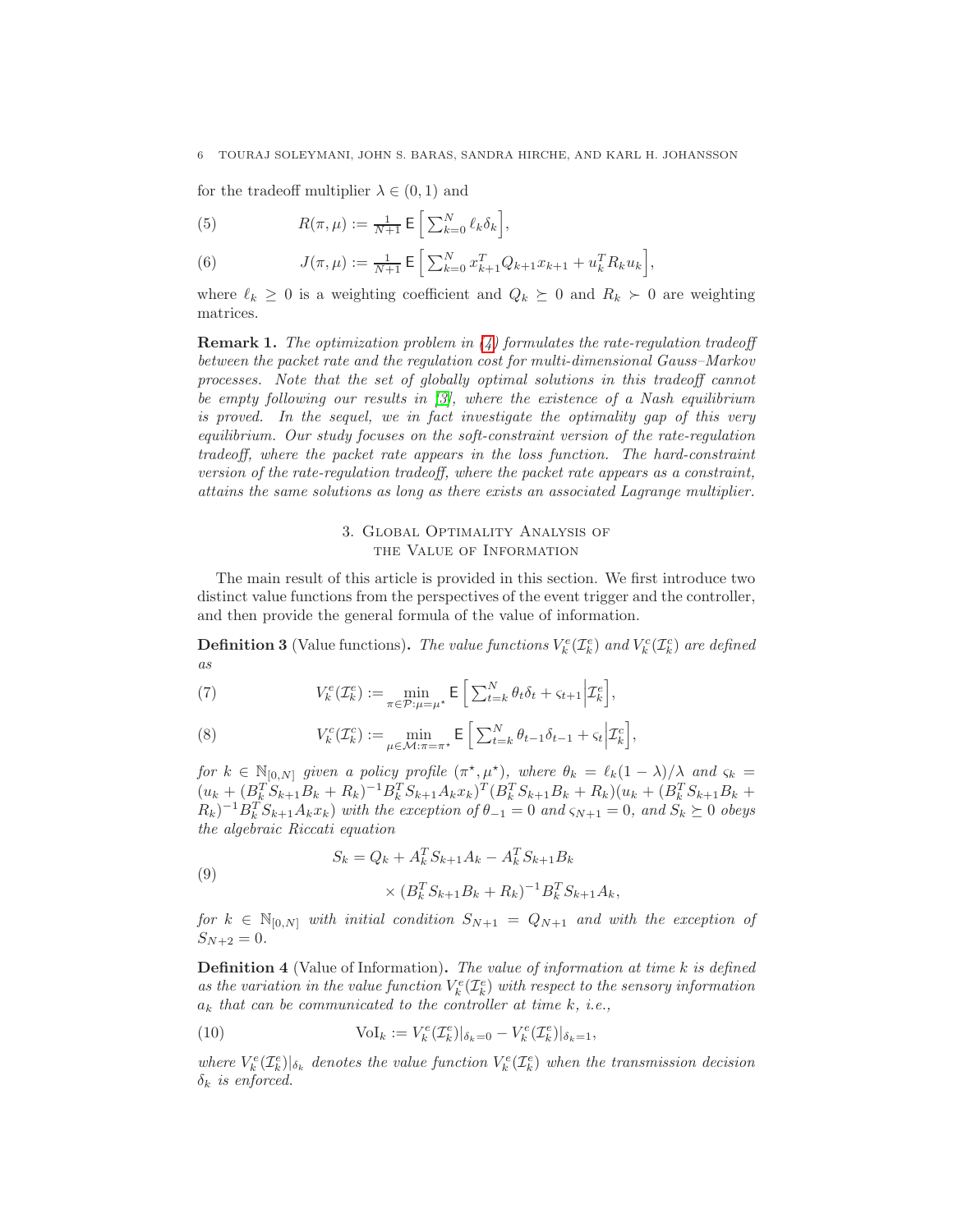for the tradeoff multiplier $\lambda \in (0, 1)$ and

$$R(\pi, \mu) := \tfrac{1}{N+1} \mathsf{E}\Big[ \textstyle\sum_{k=0}^{N} \ell_k \delta_k \Big], \tag{5}$$

$$J(\pi, \mu) := \tfrac{1}{N+1} \mathsf{E}\Big[ \textstyle\sum_{k=0}^{N} x_{k+1}^T Q_{k+1} x_{k+1} + u_k^T R_k u_k \Big], \tag{6}$$

where $\ell_k \geq 0$ is a weighting coefficient and $Q_k \succeq 0$ and $R_k \succ 0$ are weighting matrices.

**Remark 1.** *The optimization problem in (4) formulates the rate-regulation tradeoff between the packet rate and the regulation cost for multi-dimensional Gauss–Markov processes. Note that the set of globally optimal solutions in this tradeoff cannot be empty following our results in [3], where the existence of a Nash equilibrium is proved. In the sequel, we in fact investigate the optimality gap of this very equilibrium. Our study focuses on the soft-constraint version of the rate-regulation tradeoff, where the packet rate appears in the loss function. The hard-constraint version of the rate-regulation tradeoff, where the packet rate appears as a constraint, attains the same solutions as long as there exists an associated Lagrange multiplier.*

## 3. Global Optimality Analysis of the Value of Information

The main result of this article is provided in this section. We first introduce two distinct value functions from the perspectives of the event trigger and the controller, and then provide the general formula of the value of information.

**Definition 3** (Value functions)**.** *The value functions $V_k^e(\mathcal{I}_k^e)$ and $V_k^c(\mathcal{I}_k^c)$ are defined as*

$$V_k^e(\mathcal{I}_k^e) := \min_{\pi \in \mathcal{P} : \mu = \mu^\star} \mathsf{E}\Big[ \textstyle\sum_{t=k}^{N} \theta_t \delta_t + \varsigma_{t+1} \Big| \mathcal{I}_k^e \Big], \tag{7}$$

$$V_k^c(\mathcal{I}_k^c) := \min_{\mu \in \mathcal{M} : \pi = \pi^\star} \mathsf{E}\Big[ \textstyle\sum_{t=k}^{N} \theta_{t-1} \delta_{t-1} + \varsigma_t \Big| \mathcal{I}_k^c \Big], \tag{8}$$

*for $k \in \mathbb{N}_{[0,N]}$ given a policy profile $(\pi^\star, \mu^\star)$, where $\theta_k = \ell_k(1-\lambda)/\lambda$ and $\varsigma_k = (u_k + (B_k^T S_{k+1} B_k + R_k)^{-1} B_k^T S_{k+1} A_k x_k)^T (B_k^T S_{k+1} B_k + R_k)(u_k + (B_k^T S_{k+1} B_k + R_k)^{-1} B_k^T S_{k+1} A_k x_k)$ with the exception of $\theta_{-1} = 0$ and $\varsigma_{N+1} = 0$, and $S_k \succeq 0$ obeys the algebraic Riccati equation*

$$\begin{aligned} S_k = Q_k + A_k^T S_{k+1} A_k - A_k^T S_{k+1} B_k \\ \times (B_k^T S_{k+1} B_k + R_k)^{-1} B_k^T S_{k+1} A_k, \end{aligned} \tag{9}$$

*for $k \in \mathbb{N}_{[0,N]}$ with initial condition $S_{N+1} = Q_{N+1}$ and with the exception of $S_{N+2} = 0$.*

**Definition 4** (Value of Information)**.** *The value of information at time $k$ is defined as the variation in the value function $V_k^e(\mathcal{I}_k^e)$ with respect to the sensory information $a_k$ that can be communicated to the controller at time $k$, i.e.,*

$$\mathrm{VoI}_k := V_k^e(\mathcal{I}_k^e)|_{\delta_k = 0} - V_k^e(\mathcal{I}_k^e)|_{\delta_k = 1}, \tag{10}$$

*where $V_k^e(\mathcal{I}_k^e)|_{\delta_k}$ denotes the value function $V_k^e(\mathcal{I}_k^e)$ when the transmission decision $\delta_k$ is enforced.*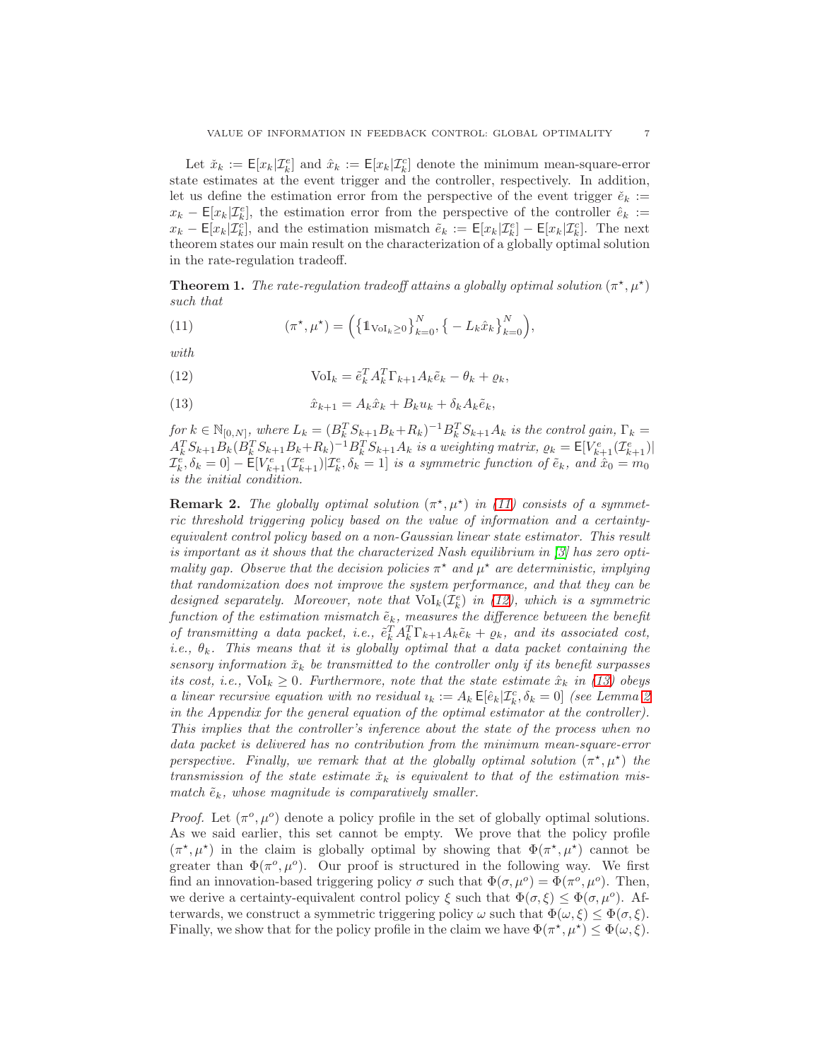Let $\check{x}_k := \mathsf{E}[x_k|\mathcal{I}_k^e]$ and $\hat{x}_k := \mathsf{E}[x_k|\mathcal{I}_k^c]$ denote the minimum mean-square-error state estimates at the event trigger and the controller, respectively. In addition, let us define the estimation error from the perspective of the event trigger $\check{e}_k := x_k - \mathsf{E}[x_k|\mathcal{I}_k^e]$, the estimation error from the perspective of the controller $\hat{e}_k := x_k - \mathsf{E}[x_k|\mathcal{I}_k^c]$, and the estimation mismatch $\tilde{e}_k := \mathsf{E}[x_k|\mathcal{I}_k^e] - \mathsf{E}[x_k|\mathcal{I}_k^c]$. The next theorem states our main result on the characterization of a globally optimal solution in the rate-regulation tradeoff.

**Theorem 1.** *The rate-regulation tradeoff attains a globally optimal solution $(\pi^\star, \mu^\star)$ such that*

$$(\pi^\star, \mu^\star) = \Big( \big\{ \mathbb{1}_{\mathrm{VoI}_k \geq 0} \big\}_{k=0}^N, \big\{ -L_k \hat{x}_k \big\}_{k=0}^N \Big), \tag{11}$$

*with*

$$\mathrm{VoI}_k = \tilde{e}_k^T A_k^T \Gamma_{k+1} A_k \tilde{e}_k - \theta_k + \varrho_k, \tag{12}$$

$$\hat{x}_{k+1} = A_k \hat{x}_k + B_k u_k + \delta_k A_k \tilde{e}_k, \tag{13}$$

*for $k \in \mathbb{N}_{[0,N]}$, where $L_k = (B_k^T S_{k+1} B_k + R_k)^{-1} B_k^T S_{k+1} A_k$ is the control gain, $\Gamma_k = A_k^T S_{k+1} B_k (B_k^T S_{k+1} B_k + R_k)^{-1} B_k^T S_{k+1} A_k$ is a weighting matrix, $\varrho_k = \mathsf{E}[V_{k+1}^e(\mathcal{I}_{k+1}^e)|\mathcal{I}_k^e, \delta_k = 0] - \mathsf{E}[V_{k+1}^e(\mathcal{I}_{k+1}^e)|\mathcal{I}_k^e, \delta_k = 1]$ is a symmetric function of $\tilde{e}_k$, and $\hat{x}_0 = m_0$ is the initial condition.*

**Remark 2.** *The globally optimal solution $(\pi^\star, \mu^\star)$ in (11) consists of a symmetric threshold triggering policy based on the value of information and a certainty-equivalent control policy based on a non-Gaussian linear state estimator. This result is important as it shows that the characterized Nash equilibrium in [3] has zero optimality gap. Observe that the decision policies $\pi^\star$ and $\mu^\star$ are deterministic, implying that randomization does not improve the system performance, and that they can be designed separately. Moreover, note that $\mathrm{VoI}_k(\mathcal{I}_k^e)$ in (12), which is a symmetric function of the estimation mismatch $\tilde{e}_k$, measures the difference between the benefit of transmitting a data packet, i.e., $\tilde{e}_k^T A_k^T \Gamma_{k+1} A_k \tilde{e}_k + \varrho_k$, and its associated cost, i.e., $\theta_k$. This means that it is globally optimal that a data packet containing the sensory information $\check{x}_k$ be transmitted to the controller only if its benefit surpasses its cost, i.e., $\mathrm{VoI}_k \geq 0$. Furthermore, note that the state estimate $\hat{x}_k$ in (13) obeys a linear recursive equation with no residual $\imath_k := A_k \mathsf{E}[\hat{e}_k|\mathcal{I}_k^c, \delta_k = 0]$ (see Lemma 2 in the Appendix for the general equation of the optimal estimator at the controller). This implies that the controller's inference about the state of the process when no data packet is delivered has no contribution from the minimum mean-square-error perspective. Finally, we remark that at the globally optimal solution $(\pi^\star, \mu^\star)$ the transmission of the state estimate $\check{x}_k$ is equivalent to that of the estimation mismatch $\tilde{e}_k$, whose magnitude is comparatively smaller.*

*Proof.* Let $(\pi^o, \mu^o)$ denote a policy profile in the set of globally optimal solutions. As we said earlier, this set cannot be empty. We prove that the policy profile $(\pi^\star, \mu^\star)$ in the claim is globally optimal by showing that $\Phi(\pi^\star, \mu^\star)$ cannot be greater than $\Phi(\pi^o, \mu^o)$. Our proof is structured in the following way. We first find an innovation-based triggering policy $\sigma$ such that $\Phi(\sigma, \mu^o) = \Phi(\pi^o, \mu^o)$. Then, we derive a certainty-equivalent control policy $\xi$ such that $\Phi(\sigma, \xi) \leq \Phi(\sigma, \mu^o)$. Afterwards, we construct a symmetric triggering policy $\omega$ such that $\Phi(\omega, \xi) \leq \Phi(\sigma, \xi)$. Finally, we show that for the policy profile in the claim we have $\Phi(\pi^\star, \mu^\star) \leq \Phi(\omega, \xi)$.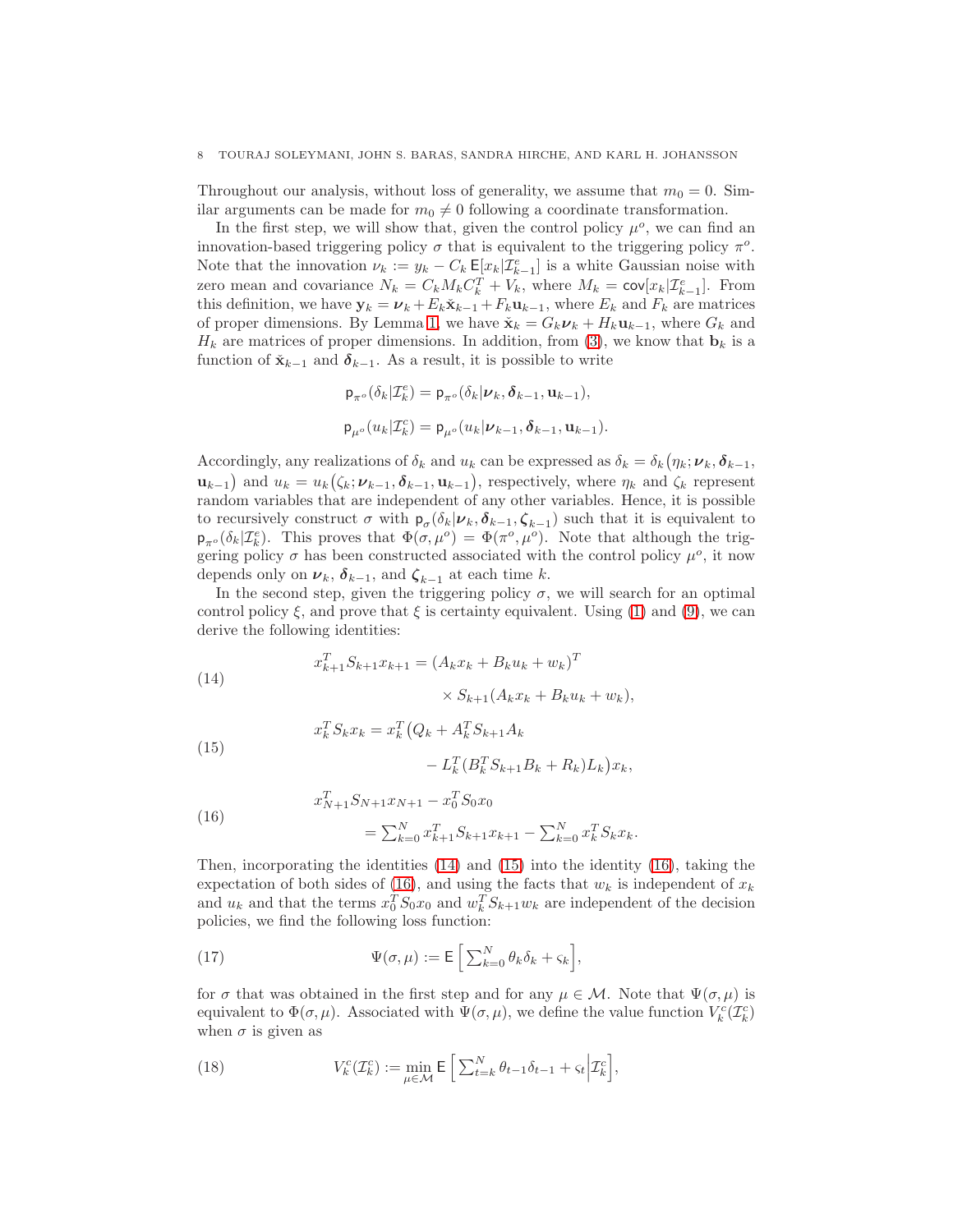Throughout our analysis, without loss of generality, we assume that $m_0 = 0$. Similar arguments can be made for $m_0 \neq 0$ following a coordinate transformation.

In the first step, we will show that, given the control policy $\mu^o$, we can find an innovation-based triggering policy $\sigma$ that is equivalent to the triggering policy $\pi^o$. Note that the innovation $\nu_k := y_k - C_k \,\mathsf{E}[x_k|\mathcal{I}^e_{k-1}]$ is a white Gaussian noise with zero mean and covariance $N_k = C_k M_k C_k^T + V_k$, where $M_k = \mathsf{cov}[x_k|\mathcal{I}^e_{k-1}]$. From this definition, we have $\mathbf{y}_k = \boldsymbol{\nu}_k + E_k \check{\mathbf{x}}_{k-1} + F_k \mathbf{u}_{k-1}$, where $E_k$ and $F_k$ are matrices of proper dimensions. By Lemma 1, we have $\check{\mathbf{x}}_k = G_k \boldsymbol{\nu}_k + H_k \mathbf{u}_{k-1}$, where $G_k$ and $H_k$ are matrices of proper dimensions. In addition, from (3), we know that $\mathbf{b}_k$ is a function of $\check{\mathbf{x}}_{k-1}$ and $\boldsymbol{\delta}_{k-1}$. As a result, it is possible to write

$$
\mathsf{p}_{\pi^o}(\delta_k|\mathcal{I}^e_k) = \mathsf{p}_{\pi^o}(\delta_k|\boldsymbol{\nu}_k, \boldsymbol{\delta}_{k-1}, \mathbf{u}_{k-1}),
$$

$$
\mathsf{p}_{\mu^o}(u_k|\mathcal{I}^c_k) = \mathsf{p}_{\mu^o}(u_k|\boldsymbol{\nu}_{k-1}, \boldsymbol{\delta}_{k-1}, \mathbf{u}_{k-1}).
$$

Accordingly, any realizations of $\delta_k$ and $u_k$ can be expressed as $\delta_k = \delta_k\big(\eta_k; \boldsymbol{\nu}_k, \boldsymbol{\delta}_{k-1}, \mathbf{u}_{k-1}\big)$ and $u_k = u_k\big(\zeta_k; \boldsymbol{\nu}_{k-1}, \boldsymbol{\delta}_{k-1}, \mathbf{u}_{k-1}\big)$, respectively, where $\eta_k$ and $\zeta_k$ represent random variables that are independent of any other variables. Hence, it is possible to recursively construct $\sigma$ with $\mathsf{p}_\sigma(\delta_k|\boldsymbol{\nu}_k, \boldsymbol{\delta}_{k-1}, \boldsymbol{\zeta}_{k-1})$ such that it is equivalent to $\mathsf{p}_{\pi^o}(\delta_k|\mathcal{I}^e_k)$. This proves that $\Phi(\sigma, \mu^o) = \Phi(\pi^o, \mu^o)$. Note that although the triggering policy $\sigma$ has been constructed associated with the control policy $\mu^o$, it now depends only on $\boldsymbol{\nu}_k$, $\boldsymbol{\delta}_{k-1}$, and $\boldsymbol{\zeta}_{k-1}$ at each time $k$.

In the second step, given the triggering policy $\sigma$, we will search for an optimal control policy $\xi$, and prove that $\xi$ is certainty equivalent. Using (1) and (9), we can derive the following identities:

$$
\begin{aligned}
x_{k+1}^T S_{k+1} x_{k+1} = (A_k x_k &+ B_k u_k + w_k)^T \\
&\times S_{k+1}(A_k x_k + B_k u_k + w_k),
\end{aligned}
\tag{14}
$$

$$
\begin{aligned}
x_k^T S_k x_k = x_k^T \big(Q_k &+ A_k^T S_{k+1} A_k \\
&- L_k^T (B_k^T S_{k+1} B_k + R_k) L_k\big) x_k,
\end{aligned}
\tag{15}
$$

$$
\begin{aligned}
x_{N+1}^T &S_{N+1} x_{N+1} - x_0^T S_0 x_0 \\
&= \textstyle\sum_{k=0}^N x_{k+1}^T S_{k+1} x_{k+1} - \sum_{k=0}^N x_k^T S_k x_k.
\end{aligned}
\tag{16}
$$

Then, incorporating the identities (14) and (15) into the identity (16), taking the expectation of both sides of (16), and using the facts that $w_k$ is independent of $x_k$ and $u_k$ and that the terms $x_0^T S_0 x_0$ and $w_k^T S_{k+1} w_k$ are independent of the decision policies, we find the following loss function:

$$
\Psi(\sigma, \mu) := \mathsf{E}\Big[\textstyle\sum_{k=0}^N \theta_k \delta_k + \varsigma_k\Big],
\tag{17}
$$

for $\sigma$ that was obtained in the first step and for any $\mu \in \mathcal{M}$. Note that $\Psi(\sigma, \mu)$ is equivalent to $\Phi(\sigma, \mu)$. Associated with $\Psi(\sigma, \mu)$, we define the value function $V^c_k(\mathcal{I}^c_k)$ when $\sigma$ is given as

$$
V^c_k(\mathcal{I}^c_k) := \min_{\mu \in \mathcal{M}} \mathsf{E}\Big[\textstyle\sum_{t=k}^N \theta_{t-1}\delta_{t-1} + \varsigma_t \Big| \mathcal{I}^c_k\Big],
\tag{18}
$$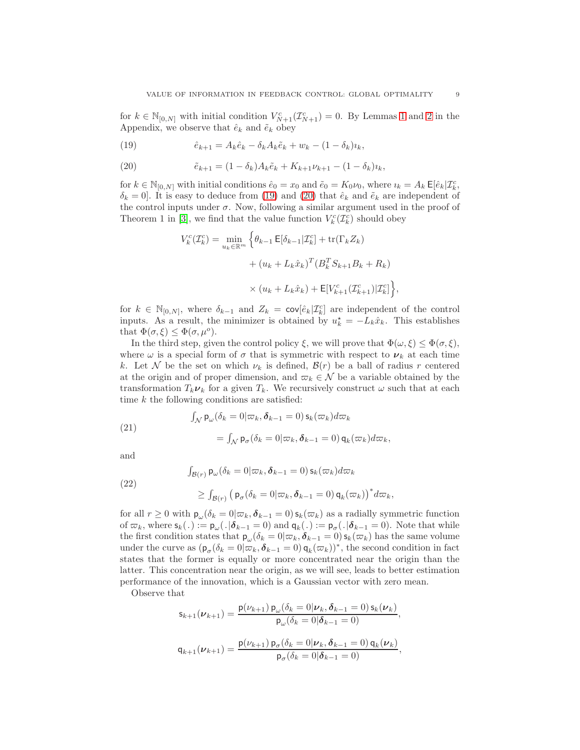for $k \in \mathbb{N}_{[0,N]}$ with initial condition $V_{N+1}^c(\mathcal{I}_{N+1}^c) = 0$. By Lemmas 1 and 2 in the Appendix, we observe that $\hat{e}_k$ and $\tilde{e}_k$ obey

$$\hat{e}_{k+1} = A_k \hat{e}_k - \delta_k A_k \tilde{e}_k + w_k - (1-\delta_k)\imath_k, \tag{19}$$

$$\tilde{e}_{k+1} = (1-\delta_k) A_k \tilde{e}_k + K_{k+1}\nu_{k+1} - (1-\delta_k)\imath_k, \tag{20}$$

for $k \in \mathbb{N}_{[0,N]}$ with initial conditions $\hat{e}_0 = x_0$ and $\tilde{e}_0 = K_0 \nu_0$, where $\imath_k = A_k \,\mathsf{E}[\hat{e}_k | \mathcal{I}_k^c, \delta_k = 0]$. It is easy to deduce from (19) and (20) that $\hat{e}_k$ and $\tilde{e}_k$ are independent of the control inputs under $\sigma$. Now, following a similar argument used in the proof of Theorem 1 in [3], we find that the value function $V_k^c(\mathcal{I}_k^c)$ should obey

$$\begin{aligned}
V_k^c(\mathcal{I}_k^c) = \min_{u_k \in \mathbb{R}^m} \Big\{ & \theta_{k-1}\,\mathsf{E}[\delta_{k-1}|\mathcal{I}_k^c] + \operatorname{tr}(\Gamma_k Z_k) \\
& + (u_k + L_k \hat{x}_k)^T (B_k^T S_{k+1} B_k + R_k) \\
& \times (u_k + L_k \hat{x}_k) + \mathsf{E}[V_{k+1}^c(\mathcal{I}_{k+1}^c)|\mathcal{I}_k^c] \Big\},
\end{aligned}$$

for $k \in \mathbb{N}_{[0,N]}$, where $\delta_{k-1}$ and $Z_k = \mathsf{cov}[\hat{e}_k|\mathcal{I}_k^c]$ are independent of the control inputs. As a result, the minimizer is obtained by $u_k^\star = -L_k \hat{x}_k$. This establishes that $\Phi(\sigma, \xi) \le \Phi(\sigma, \mu^o)$.

In the third step, given the control policy $\xi$, we will prove that $\Phi(\omega, \xi) \le \Phi(\sigma, \xi)$, where $\omega$ is a special form of $\sigma$ that is symmetric with respect to $\boldsymbol{\nu}_k$ at each time $k$. Let $\mathcal{N}$ be the set on which $\nu_k$ is defined, $\mathcal{B}(r)$ be a ball of radius $r$ centered at the origin and of proper dimension, and $\varpi_k \in \mathcal{N}$ be a variable obtained by the transformation $T_k \boldsymbol{\nu}_k$ for a given $T_k$. We recursively construct $\omega$ such that at each time $k$ the following conditions are satisfied:

$$\begin{aligned}
&\textstyle\int_{\mathcal{N}} \mathsf{p}_\omega(\delta_k = 0 | \varpi_k, \boldsymbol{\delta}_{k-1} = 0)\, \mathsf{s}_k(\varpi_k) d\varpi_k \\
&\qquad = \textstyle\int_{\mathcal{N}} \mathsf{p}_\sigma(\delta_k = 0 | \varpi_k, \boldsymbol{\delta}_{k-1} = 0)\, \mathsf{q}_k(\varpi_k) d\varpi_k,
\end{aligned} \tag{21}$$

and

$$\begin{aligned}
&\textstyle\int_{\mathcal{B}(r)} \mathsf{p}_\omega(\delta_k = 0 | \varpi_k, \boldsymbol{\delta}_{k-1} = 0)\, \mathsf{s}_k(\varpi_k) d\varpi_k \\
&\qquad \ge \textstyle\int_{\mathcal{B}(r)} \big( \mathsf{p}_\sigma(\delta_k = 0 | \varpi_k, \boldsymbol{\delta}_{k-1} = 0)\, \mathsf{q}_k(\varpi_k) \big)^* d\varpi_k,
\end{aligned} \tag{22}$$

for all $r \ge 0$ with $\mathsf{p}_\omega(\delta_k = 0 | \varpi_k, \boldsymbol{\delta}_{k-1} = 0)\, \mathsf{s}_k(\varpi_k)$ as a radially symmetric function of $\varpi_k$, where $\mathsf{s}_k(.) := \mathsf{p}_\omega(.|\boldsymbol{\delta}_{k-1} = 0)$ and $\mathsf{q}_k(.) := \mathsf{p}_\sigma(.|\boldsymbol{\delta}_{k-1} = 0)$. Note that while the first condition states that $\mathsf{p}_\omega(\delta_k = 0 | \varpi_k, \boldsymbol{\delta}_{k-1} = 0)\, \mathsf{s}_k(\varpi_k)$ has the same volume under the curve as $(\mathsf{p}_\sigma(\delta_k = 0 | \varpi_k, \boldsymbol{\delta}_{k-1} = 0)\, \mathsf{q}_k(\varpi_k))^*$, the second condition in fact states that the former is equally or more concentrated near the origin than the latter. This concentration near the origin, as we will see, leads to better estimation performance of the innovation, which is a Gaussian vector with zero mean.

Observe that

$$\mathsf{s}_{k+1}(\boldsymbol{\nu}_{k+1}) = \frac{\mathsf{p}(\nu_{k+1})\, \mathsf{p}_\omega(\delta_k = 0 | \boldsymbol{\nu}_k, \boldsymbol{\delta}_{k-1} = 0)\, \mathsf{s}_k(\boldsymbol{\nu}_k)}{\mathsf{p}_\omega(\delta_k = 0 | \boldsymbol{\delta}_{k-1} = 0)},$$

$$\mathsf{q}_{k+1}(\boldsymbol{\nu}_{k+1}) = \frac{\mathsf{p}(\nu_{k+1})\, \mathsf{p}_\sigma(\delta_k = 0 | \boldsymbol{\nu}_k, \boldsymbol{\delta}_{k-1} = 0)\, \mathsf{q}_k(\boldsymbol{\nu}_k)}{\mathsf{p}_\sigma(\delta_k = 0 | \boldsymbol{\delta}_{k-1} = 0)},$$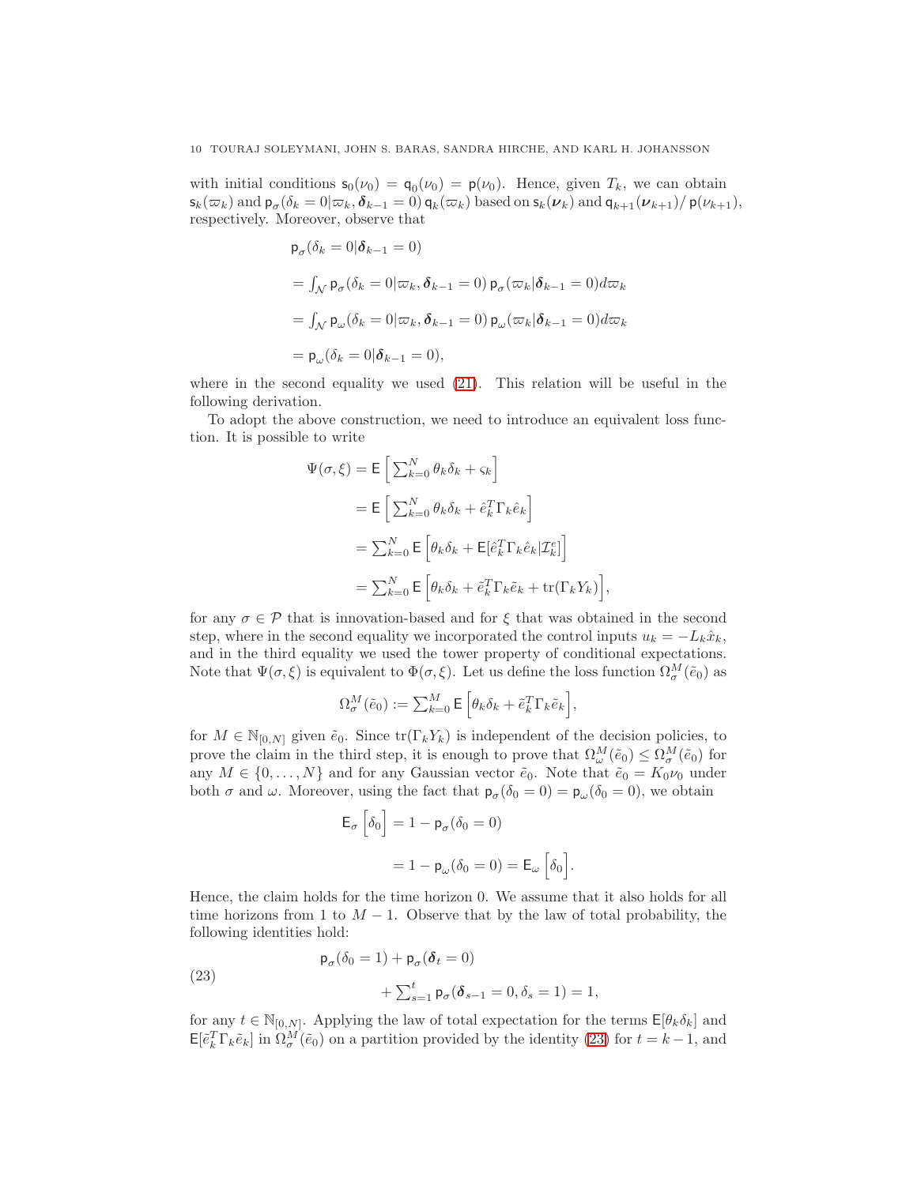with initial conditions $\mathsf{s}_0(\nu_0) = \mathsf{q}_0(\nu_0) = \mathsf{p}(\nu_0)$. Hence, given $T_k$, we can obtain $\mathsf{s}_k(\varpi_k)$ and $\mathsf{p}_\sigma(\delta_k = 0|\varpi_k, \boldsymbol{\delta}_{k-1} = 0)\,\mathsf{q}_k(\varpi_k)$ based on $\mathsf{s}_k(\boldsymbol{\nu}_k)$ and $\mathsf{q}_{k+1}(\boldsymbol{\nu}_{k+1})/\,\mathsf{p}(\nu_{k+1})$, respectively. Moreover, observe that

$$
\begin{aligned}
&\mathsf{p}_\sigma(\delta_k = 0|\boldsymbol{\delta}_{k-1} = 0)\\
&= \textstyle\int_{\mathcal{N}} \mathsf{p}_\sigma(\delta_k = 0|\varpi_k, \boldsymbol{\delta}_{k-1} = 0)\, \mathsf{p}_\sigma(\varpi_k|\boldsymbol{\delta}_{k-1} = 0) d\varpi_k\\
&= \textstyle\int_{\mathcal{N}} \mathsf{p}_\omega(\delta_k = 0|\varpi_k, \boldsymbol{\delta}_{k-1} = 0)\, \mathsf{p}_\omega(\varpi_k|\boldsymbol{\delta}_{k-1} = 0) d\varpi_k\\
&= \mathsf{p}_\omega(\delta_k = 0|\boldsymbol{\delta}_{k-1} = 0),
\end{aligned}
$$

where in the second equality we used (21). This relation will be useful in the following derivation.

To adopt the above construction, we need to introduce an equivalent loss function. It is possible to write

$$
\begin{aligned}
\Psi(\sigma, \xi) &= \mathsf{E}\left[\textstyle\sum_{k=0}^N \theta_k\delta_k + \varsigma_k\right]\\
&= \mathsf{E}\left[\textstyle\sum_{k=0}^N \theta_k\delta_k + \hat{e}_k^T\Gamma_k\hat{e}_k\right]\\
&= \textstyle\sum_{k=0}^N \mathsf{E}\left[\theta_k\delta_k + \mathsf{E}[\hat{e}_k^T\Gamma_k\hat{e}_k|\mathcal{I}_k^e]\right]\\
&= \textstyle\sum_{k=0}^N \mathsf{E}\left[\theta_k\delta_k + \tilde{e}_k^T\Gamma_k\tilde{e}_k + \operatorname{tr}(\Gamma_k Y_k)\right],
\end{aligned}
$$

for any $\sigma \in \mathcal{P}$ that is innovation-based and for $\xi$ that was obtained in the second step, where in the second equality we incorporated the control inputs $u_k = -L_k\hat{x}_k$, and in the third equality we used the tower property of conditional expectations. Note that $\Psi(\sigma, \xi)$ is equivalent to $\Phi(\sigma, \xi)$. Let us define the loss function $\Omega_\sigma^M(\tilde{e}_0)$ as

$$
\Omega_\sigma^M(\tilde{e}_0) := \textstyle\sum_{k=0}^M \mathsf{E}\left[\theta_k\delta_k + \tilde{e}_k^T\Gamma_k\tilde{e}_k\right],
$$

for $M \in \mathbb{N}_{[0,N]}$ given $\tilde{e}_0$. Since $\operatorname{tr}(\Gamma_k Y_k)$ is independent of the decision policies, to prove the claim in the third step, it is enough to prove that $\Omega_\omega^M(\tilde{e}_0) \leq \Omega_\sigma^M(\tilde{e}_0)$ for any $M \in \{0, \dots, N\}$ and for any Gaussian vector $\tilde{e}_0$. Note that $\tilde{e}_0 = K_0\nu_0$ under both $\sigma$ and $\omega$. Moreover, using the fact that $\mathsf{p}_\sigma(\delta_0 = 0) = \mathsf{p}_\omega(\delta_0 = 0)$, we obtain

$$
\begin{aligned}
\mathsf{E}_\sigma\left[\delta_0\right] &= 1 - \mathsf{p}_\sigma(\delta_0 = 0)\\
&= 1 - \mathsf{p}_\omega(\delta_0 = 0) = \mathsf{E}_\omega\left[\delta_0\right].
\end{aligned}
$$

Hence, the claim holds for the time horizon 0. We assume that it also holds for all time horizons from 1 to $M-1$. Observe that by the law of total probability, the following identities hold:

$$
\begin{aligned}
&\mathsf{p}_\sigma(\delta_0 = 1) + \mathsf{p}_\sigma(\boldsymbol{\delta}_t = 0)\\
&\qquad + \textstyle\sum_{s=1}^t \mathsf{p}_\sigma(\boldsymbol{\delta}_{s-1} = 0, \delta_s = 1) = 1,
\end{aligned} \tag{23}
$$

for any $t \in \mathbb{N}_{[0,N]}$. Applying the law of total expectation for the terms $\mathsf{E}[\theta_k\delta_k]$ and $\mathsf{E}[\tilde{e}_k^T\Gamma_k\tilde{e}_k]$ in $\Omega_\sigma^M(\tilde{e}_0)$ on a partition provided by the identity (23) for $t = k-1$, and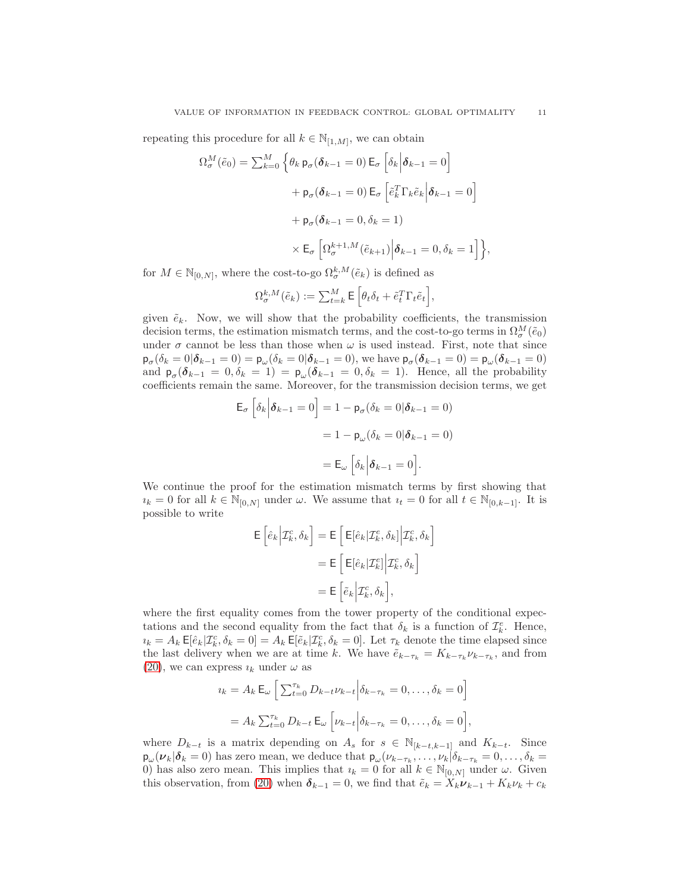repeating this procedure for all $k \in \mathbb{N}_{[1,M]}$, we can obtain

$$
\begin{aligned}
\Omega_\sigma^M(\tilde{e}_0) = \textstyle\sum_{k=0}^{M} \Big\{ & \theta_k \, \mathsf{p}_\sigma(\boldsymbol{\delta}_{k-1} = 0) \, \mathsf{E}_\sigma \Big[ \delta_k \Big| \boldsymbol{\delta}_{k-1} = 0 \Big] \\
& + \mathsf{p}_\sigma(\boldsymbol{\delta}_{k-1} = 0) \, \mathsf{E}_\sigma \Big[ \tilde{e}_k^T \Gamma_k \tilde{e}_k \Big| \boldsymbol{\delta}_{k-1} = 0 \Big] \\
& + \mathsf{p}_\sigma(\boldsymbol{\delta}_{k-1} = 0, \delta_k = 1) \\
& \times \mathsf{E}_\sigma \Big[ \Omega_\sigma^{k+1,M}(\tilde{e}_{k+1}) \Big| \boldsymbol{\delta}_{k-1} = 0, \delta_k = 1 \Big] \Big\},
\end{aligned}
$$

for $M \in \mathbb{N}_{[0,N]}$, where the cost-to-go $\Omega_\sigma^{k,M}(\tilde{e}_k)$ is defined as

$$
\Omega_\sigma^{k,M}(\tilde{e}_k) := \textstyle\sum_{t=k}^{M} \mathsf{E} \Big[ \theta_t \delta_t + \tilde{e}_t^T \Gamma_t \tilde{e}_t \Big],
$$

given $\tilde{e}_k$. Now, we will show that the probability coefficients, the transmission decision terms, the estimation mismatch terms, and the cost-to-go terms in $\Omega_\sigma^M(\tilde{e}_0)$ under $\sigma$ cannot be less than those when $\omega$ is used instead. First, note that since $\mathsf{p}_\sigma(\delta_k = 0 | \boldsymbol{\delta}_{k-1} = 0) = \mathsf{p}_\omega(\delta_k = 0 | \boldsymbol{\delta}_{k-1} = 0)$, we have $\mathsf{p}_\sigma(\boldsymbol{\delta}_{k-1} = 0) = \mathsf{p}_\omega(\boldsymbol{\delta}_{k-1} = 0)$ and $\mathsf{p}_\sigma(\boldsymbol{\delta}_{k-1} = 0, \delta_k = 1) = \mathsf{p}_\omega(\boldsymbol{\delta}_{k-1} = 0, \delta_k = 1)$. Hence, all the probability coefficients remain the same. Moreover, for the transmission decision terms, we get

$$
\begin{aligned}
\mathsf{E}_\sigma \Big[ \delta_k \Big| \boldsymbol{\delta}_{k-1} = 0 \Big] &= 1 - \mathsf{p}_\sigma(\delta_k = 0 | \boldsymbol{\delta}_{k-1} = 0) \\
&= 1 - \mathsf{p}_\omega(\delta_k = 0 | \boldsymbol{\delta}_{k-1} = 0) \\
&= \mathsf{E}_\omega \Big[ \delta_k \Big| \boldsymbol{\delta}_{k-1} = 0 \Big].
\end{aligned}
$$

We continue the proof for the estimation mismatch terms by first showing that $\imath_k = 0$ for all $k \in \mathbb{N}_{[0,N]}$ under $\omega$. We assume that $\imath_t = 0$ for all $t \in \mathbb{N}_{[0,k-1]}$. It is possible to write

$$
\begin{aligned}
\mathsf{E} \Big[ \hat{e}_k \Big| \mathcal{I}_k^c, \delta_k \Big] &= \mathsf{E} \Big[ \mathsf{E}[\hat{e}_k | \mathcal{I}_k^e, \delta_k] \Big| \mathcal{I}_k^c, \delta_k \Big] \\
&= \mathsf{E} \Big[ \mathsf{E}[\hat{e}_k | \mathcal{I}_k^e] \Big| \mathcal{I}_k^c, \delta_k \Big] \\
&= \mathsf{E} \Big[ \tilde{e}_k \Big| \mathcal{I}_k^c, \delta_k \Big],
\end{aligned}
$$

where the first equality comes from the tower property of the conditional expectations and the second equality from the fact that $\delta_k$ is a function of $\mathcal{I}_k^e$. Hence, $\imath_k = A_k \, \mathsf{E}[\hat{e}_k | \mathcal{I}_k^c, \delta_k = 0] = A_k \, \mathsf{E}[\tilde{e}_k | \mathcal{I}_k^c, \delta_k = 0]$. Let $\tau_k$ denote the time elapsed since the last delivery when we are at time $k$. We have $\tilde{e}_{k-\tau_k} = K_{k-\tau_k} \nu_{k-\tau_k}$, and from (20), we can express $\imath_k$ under $\omega$ as

$$
\begin{aligned}
\imath_k &= A_k \, \mathsf{E}_\omega \Big[ \textstyle\sum_{t=0}^{\tau_k} D_{k-t} \nu_{k-t} \Big| \delta_{k-\tau_k} = 0, \ldots, \delta_k = 0 \Big] \\
&= A_k \textstyle\sum_{t=0}^{\tau_k} D_{k-t} \, \mathsf{E}_\omega \Big[ \nu_{k-t} \Big| \delta_{k-\tau_k} = 0, \ldots, \delta_k = 0 \Big],
\end{aligned}
$$

where $D_{k-t}$ is a matrix depending on $A_s$ for $s \in \mathbb{N}_{[k-t,k-1]}$ and $K_{k-t}$. Since $\mathsf{p}_\omega(\boldsymbol{\nu}_k | \boldsymbol{\delta}_k = 0)$ has zero mean, we deduce that $\mathsf{p}_\omega(\nu_{k-\tau_k}, \ldots, \nu_k | \delta_{k-\tau_k} = 0, \ldots, \delta_k = 0)$ has also zero mean. This implies that $\imath_k = 0$ for all $k \in \mathbb{N}_{[0,N]}$ under $\omega$. Given this observation, from (20) when $\boldsymbol{\delta}_{k-1} = 0$, we find that $\tilde{e}_k = X_k \boldsymbol{\nu}_{k-1} + K_k \nu_k + c_k$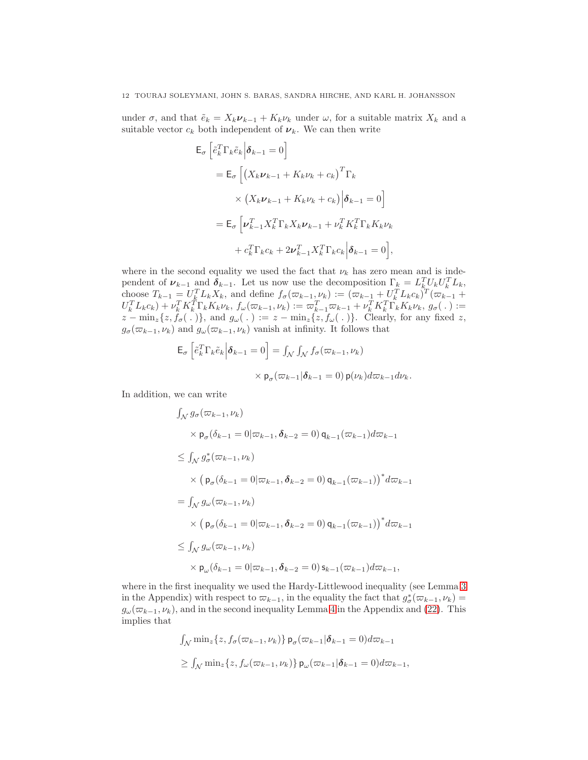under $\sigma$, and that $\tilde{e}_k = X_k \boldsymbol{\nu}_{k-1} + K_k \nu_k$ under $\omega$, for a suitable matrix $X_k$ and a suitable vector $c_k$ both independent of $\boldsymbol{\nu}_k$. We can then write

$$
\begin{aligned}
&\mathsf{E}_\sigma \left[ \tilde{e}_k^T \Gamma_k \tilde{e}_k \middle| \boldsymbol{\delta}_{k-1} = 0 \right] \\
&\quad = \mathsf{E}_\sigma \Big[ \left( X_k \boldsymbol{\nu}_{k-1} + K_k \nu_k + c_k \right)^T \Gamma_k \\
&\qquad\quad \times \left( X_k \boldsymbol{\nu}_{k-1} + K_k \nu_k + c_k \right) \Big| \boldsymbol{\delta}_{k-1} = 0 \Big] \\
&\quad = \mathsf{E}_\sigma \Big[ \boldsymbol{\nu}_{k-1}^T X_k^T \Gamma_k X_k \boldsymbol{\nu}_{k-1} + \nu_k^T K_k^T \Gamma_k K_k \nu_k \\
&\qquad\quad + c_k^T \Gamma_k c_k + 2 \boldsymbol{\nu}_{k-1}^T X_k^T \Gamma_k c_k \Big| \boldsymbol{\delta}_{k-1} = 0 \Big],
\end{aligned}
$$

where in the second equality we used the fact that $\nu_k$ has zero mean and is independent of $\boldsymbol{\nu}_{k-1}$ and $\boldsymbol{\delta}_{k-1}$. Let us now use the decomposition $\Gamma_k = L_k^T U_k U_k^T L_k$, choose $T_{k-1} = U_k^T L_k X_k$, and define $f_\sigma(\varpi_{k-1}, \nu_k) := (\varpi_{k-1} + U_k^T L_k c_k)^T (\varpi_{k-1} + U_k^T L_k c_k) + \nu_k^T K_k^T \Gamma_k K_k \nu_k$, $f_\omega(\varpi_{k-1}, \nu_k) := \varpi_{k-1}^T \varpi_{k-1} + \nu_k^T K_k^T \Gamma_k K_k \nu_k$, $g_\sigma(\,.\,) := z - \min_z\{z, f_\sigma(\,.\,)\}$, and $g_\omega(\,.\,) := z - \min_z\{z, f_\omega(\,.\,)\}$. Clearly, for any fixed $z$, $g_\sigma(\varpi_{k-1}, \nu_k)$ and $g_\omega(\varpi_{k-1}, \nu_k)$ vanish at infinity. It follows that

$$
\begin{aligned}
\mathsf{E}_\sigma \left[ \tilde{e}_k^T \Gamma_k \tilde{e}_k \middle| \boldsymbol{\delta}_{k-1} = 0 \right] &= \textstyle\int_{\mathcal{N}} \int_{\mathcal{N}} f_\sigma(\varpi_{k-1}, \nu_k) \\
&\qquad \times \mathsf{p}_\sigma(\varpi_{k-1} | \boldsymbol{\delta}_{k-1} = 0)\, \mathsf{p}(\nu_k) d\varpi_{k-1} d\nu_k.
\end{aligned}
$$

In addition, we can write

$$
\begin{aligned}
&\textstyle\int_{\mathcal{N}} g_\sigma(\varpi_{k-1}, \nu_k) \\
&\quad \times \mathsf{p}_\sigma(\delta_{k-1} = 0 | \varpi_{k-1}, \boldsymbol{\delta}_{k-2} = 0)\, \mathsf{q}_{k-1}(\varpi_{k-1}) d\varpi_{k-1} \\
&\leq \textstyle\int_{\mathcal{N}} g_\sigma^*(\varpi_{k-1}, \nu_k) \\
&\quad \times \left( \mathsf{p}_\sigma(\delta_{k-1} = 0 | \varpi_{k-1}, \boldsymbol{\delta}_{k-2} = 0)\, \mathsf{q}_{k-1}(\varpi_{k-1}) \right)^* d\varpi_{k-1} \\
&= \textstyle\int_{\mathcal{N}} g_\omega(\varpi_{k-1}, \nu_k) \\
&\quad \times \left( \mathsf{p}_\sigma(\delta_{k-1} = 0 | \varpi_{k-1}, \boldsymbol{\delta}_{k-2} = 0)\, \mathsf{q}_{k-1}(\varpi_{k-1}) \right)^* d\varpi_{k-1} \\
&\leq \textstyle\int_{\mathcal{N}} g_\omega(\varpi_{k-1}, \nu_k) \\
&\quad \times \mathsf{p}_\omega(\delta_{k-1} = 0 | \varpi_{k-1}, \boldsymbol{\delta}_{k-2} = 0)\, \mathsf{s}_{k-1}(\varpi_{k-1}) d\varpi_{k-1},
\end{aligned}
$$

where in the first inequality we used the Hardy-Littlewood inequality (see Lemma 3 in the Appendix) with respect to $\varpi_{k-1}$, in the equality the fact that $g_\sigma^*(\varpi_{k-1}, \nu_k) = g_\omega(\varpi_{k-1}, \nu_k)$, and in the second inequality Lemma 4 in the Appendix and (22). This implies that

$$
\begin{aligned}
&\textstyle\int_{\mathcal{N}} \min_z\{z, f_\sigma(\varpi_{k-1}, \nu_k)\}\, \mathsf{p}_\sigma(\varpi_{k-1} | \boldsymbol{\delta}_{k-1} = 0) d\varpi_{k-1} \\
&\geq \textstyle\int_{\mathcal{N}} \min_z\{z, f_\omega(\varpi_{k-1}, \nu_k)\}\, \mathsf{p}_\omega(\varpi_{k-1} | \boldsymbol{\delta}_{k-1} = 0) d\varpi_{k-1},
\end{aligned}
$$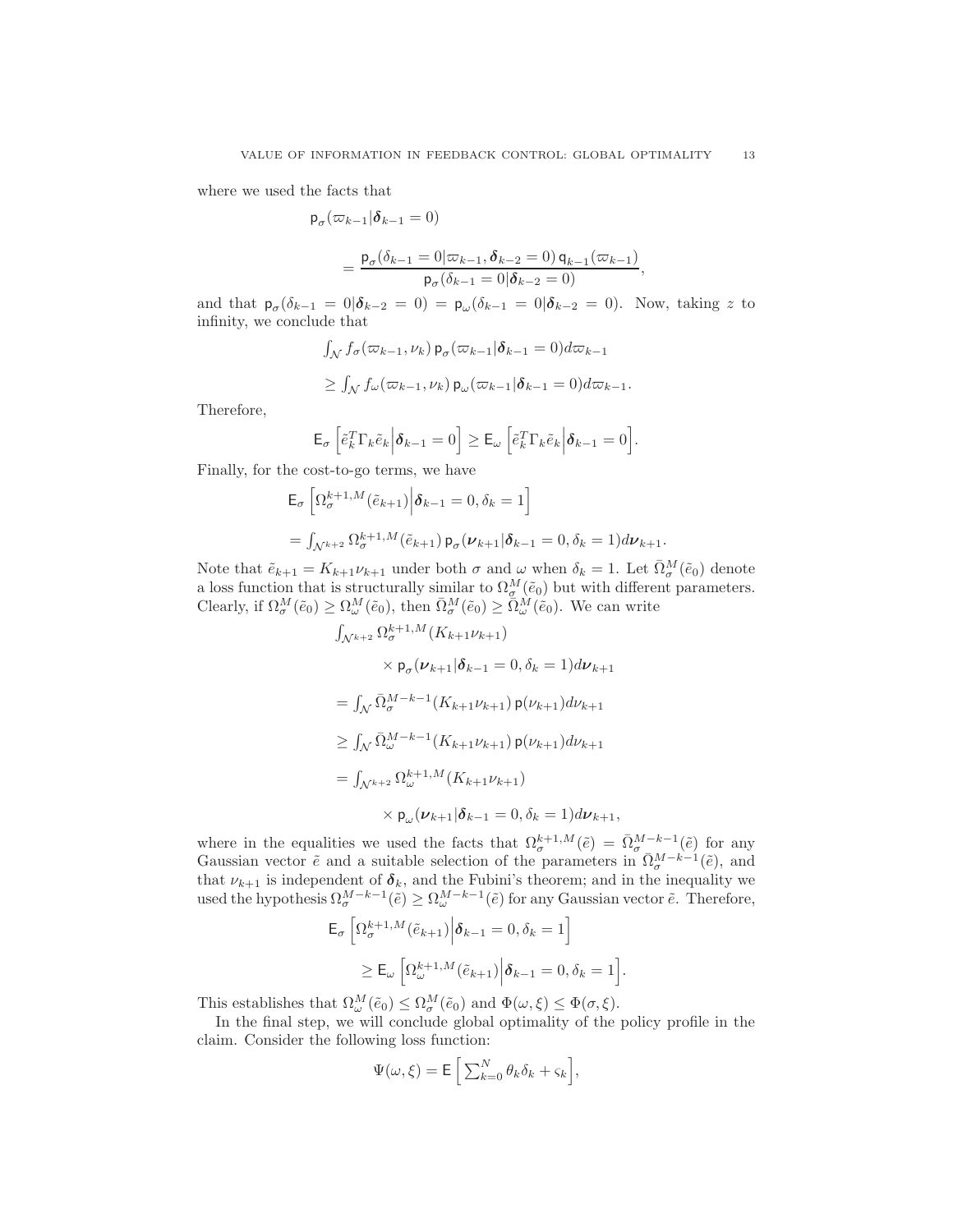where we used the facts that

$$\mathsf{p}_\sigma(\varpi_{k-1}|\boldsymbol{\delta}_{k-1}=0)$$

$$= \frac{\mathsf{p}_\sigma(\delta_{k-1}=0|\varpi_{k-1},\boldsymbol{\delta}_{k-2}=0)\,\mathsf{q}_{k-1}(\varpi_{k-1})}{\mathsf{p}_\sigma(\delta_{k-1}=0|\boldsymbol{\delta}_{k-2}=0)},$$

and that $\mathsf{p}_\sigma(\delta_{k-1}=0|\boldsymbol{\delta}_{k-2}=0) = \mathsf{p}_\omega(\delta_{k-1}=0|\boldsymbol{\delta}_{k-2}=0)$. Now, taking $z$ to infinity, we conclude that

$$\int_{\mathcal{N}} f_\sigma(\varpi_{k-1},\nu_k)\,\mathsf{p}_\sigma(\varpi_{k-1}|\boldsymbol{\delta}_{k-1}=0)d\varpi_{k-1}$$

$$\geq \int_{\mathcal{N}} f_\omega(\varpi_{k-1},\nu_k)\,\mathsf{p}_\omega(\varpi_{k-1}|\boldsymbol{\delta}_{k-1}=0)d\varpi_{k-1}.$$

Therefore,

$$\mathsf{E}_\sigma\Big[\tilde{e}_k^T\Gamma_k\tilde{e}_k\Big|\boldsymbol{\delta}_{k-1}=0\Big] \geq \mathsf{E}_\omega\Big[\tilde{e}_k^T\Gamma_k\tilde{e}_k\Big|\boldsymbol{\delta}_{k-1}=0\Big].$$

Finally, for the cost-to-go terms, we have

$$\mathsf{E}_\sigma\Big[\Omega_\sigma^{k+1,M}(\tilde{e}_{k+1})\Big|\boldsymbol{\delta}_{k-1}=0,\delta_k=1\Big]$$

$$= \int_{\mathcal{N}^{k+2}} \Omega_\sigma^{k+1,M}(\tilde{e}_{k+1})\,\mathsf{p}_\sigma(\boldsymbol{\nu}_{k+1}|\boldsymbol{\delta}_{k-1}=0,\delta_k=1)d\boldsymbol{\nu}_{k+1}.$$

Note that $\tilde{e}_{k+1} = K_{k+1}\nu_{k+1}$ under both $\sigma$ and $\omega$ when $\delta_k = 1$. Let $\bar{\Omega}_\sigma^M(\tilde{e}_0)$ denote a loss function that is structurally similar to $\Omega_\sigma^M(\tilde{e}_0)$ but with different parameters. Clearly, if $\Omega_\sigma^M(\tilde{e}_0) \geq \Omega_\omega^M(\tilde{e}_0)$, then $\bar{\Omega}_\sigma^M(\tilde{e}_0) \geq \bar{\Omega}_\omega^M(\tilde{e}_0)$. We can write

$$\int_{\mathcal{N}^{k+2}} \Omega_\sigma^{k+1,M}(K_{k+1}\nu_{k+1})$$

$$\times\,\mathsf{p}_\sigma(\boldsymbol{\nu}_{k+1}|\boldsymbol{\delta}_{k-1}=0,\delta_k=1)d\boldsymbol{\nu}_{k+1}$$

$$= \int_{\mathcal{N}} \bar{\Omega}_\sigma^{M-k-1}(K_{k+1}\nu_{k+1})\,\mathsf{p}(\nu_{k+1})d\nu_{k+1}$$

$$\geq \int_{\mathcal{N}} \bar{\Omega}_\omega^{M-k-1}(K_{k+1}\nu_{k+1})\,\mathsf{p}(\nu_{k+1})d\nu_{k+1}$$

$$= \int_{\mathcal{N}^{k+2}} \Omega_\omega^{k+1,M}(K_{k+1}\nu_{k+1})$$

$$\times\,\mathsf{p}_\omega(\boldsymbol{\nu}_{k+1}|\boldsymbol{\delta}_{k-1}=0,\delta_k=1)d\boldsymbol{\nu}_{k+1},$$

where in the equalities we used the facts that $\Omega_\sigma^{k+1,M}(\tilde{e}) = \bar{\Omega}_\sigma^{M-k-1}(\tilde{e})$ for any Gaussian vector $\tilde{e}$ and a suitable selection of the parameters in $\bar{\Omega}_\sigma^{M-k-1}(\tilde{e})$, and that $\nu_{k+1}$ is independent of $\boldsymbol{\delta}_k$, and the Fubini's theorem; and in the inequality we used the hypothesis $\Omega_\sigma^{M-k-1}(\tilde{e}) \geq \Omega_\omega^{M-k-1}(\tilde{e})$ for any Gaussian vector $\tilde{e}$. Therefore,

$$\mathsf{E}_\sigma\Big[\Omega_\sigma^{k+1,M}(\tilde{e}_{k+1})\Big|\boldsymbol{\delta}_{k-1}=0,\delta_k=1\Big]$$

$$\geq \mathsf{E}_\omega\Big[\Omega_\omega^{k+1,M}(\tilde{e}_{k+1})\Big|\boldsymbol{\delta}_{k-1}=0,\delta_k=1\Big].$$

This establishes that $\Omega_\omega^M(\tilde{e}_0) \leq \Omega_\sigma^M(\tilde{e}_0)$ and $\Phi(\omega,\xi) \leq \Phi(\sigma,\xi)$.

In the final step, we will conclude global optimality of the policy profile in the claim. Consider the following loss function:

$$\Psi(\omega,\xi) = \mathsf{E}\Big[\sum_{k=0}^N \theta_k\delta_k + \varsigma_k\Big],$$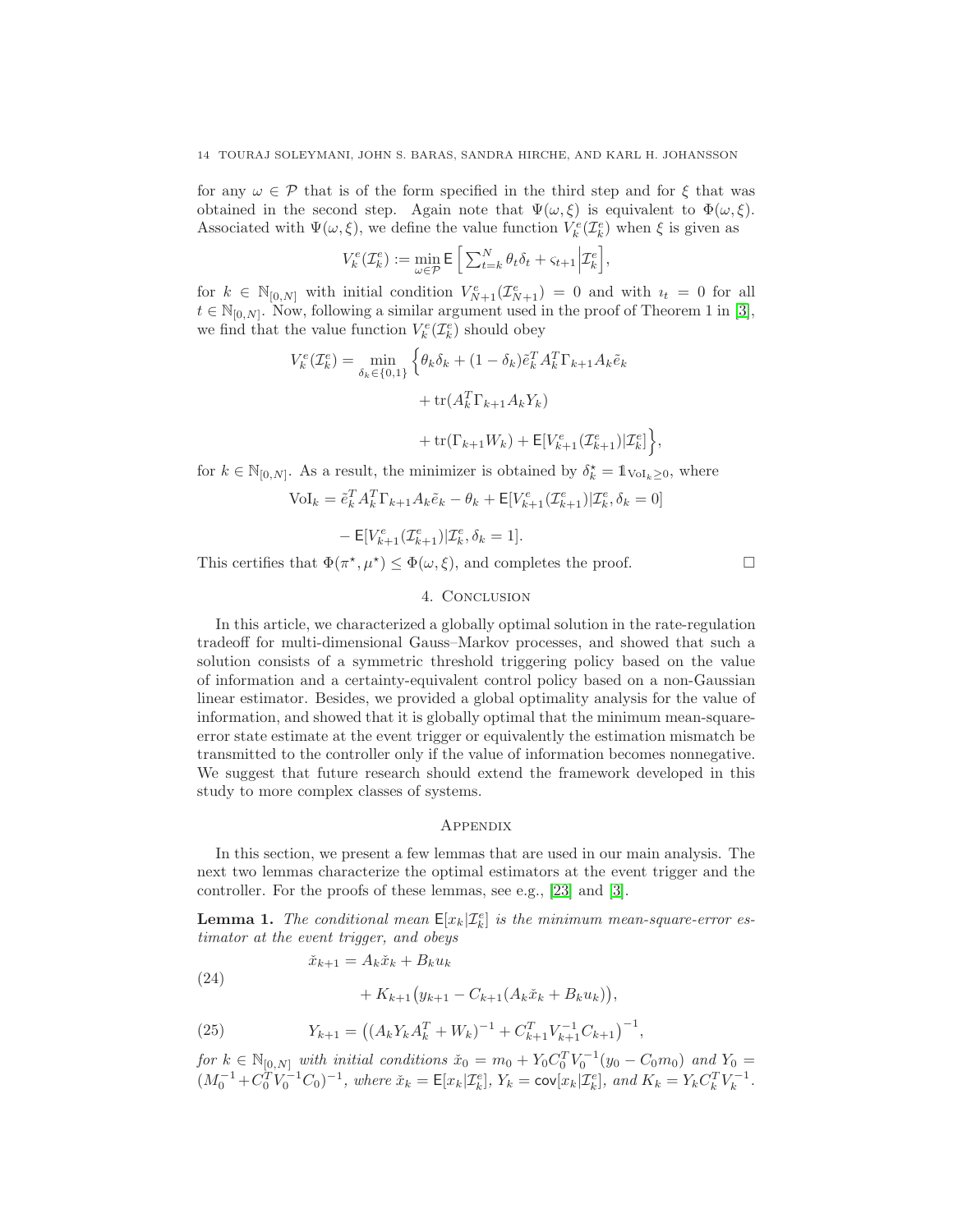for any $\omega \in \mathcal{P}$ that is of the form specified in the third step and for $\xi$ that was obtained in the second step. Again note that $\Psi(\omega, \xi)$ is equivalent to $\Phi(\omega, \xi)$. Associated with $\Psi(\omega, \xi)$, we define the value function $V_k^e(\mathcal{I}_k^e)$ when $\xi$ is given as

$$V_k^e(\mathcal{I}_k^e) := \min_{\omega \in \mathcal{P}} \mathsf{E}\left[ \textstyle\sum_{t=k}^{N} \theta_t \delta_t + \varsigma_{t+1} \Big| \mathcal{I}_k^e \right],$$

for $k \in \mathbb{N}_{[0,N]}$ with initial condition $V_{N+1}^e(\mathcal{I}_{N+1}^e) = 0$ and with $\imath_t = 0$ for all $t \in \mathbb{N}_{[0,N]}$. Now, following a similar argument used in the proof of Theorem 1 in [3], we find that the value function $V_k^e(\mathcal{I}_k^e)$ should obey

$$\begin{aligned} V_k^e(\mathcal{I}_k^e) = \min_{\delta_k \in \{0,1\}} \Big\{ & \theta_k \delta_k + (1-\delta_k) \tilde{e}_k^T A_k^T \Gamma_{k+1} A_k \tilde{e}_k \\ & + \operatorname{tr}(A_k^T \Gamma_{k+1} A_k Y_k) \\ & + \operatorname{tr}(\Gamma_{k+1} W_k) + \mathsf{E}[V_{k+1}^e(\mathcal{I}_{k+1}^e) | \mathcal{I}_k^e] \Big\}, \end{aligned}$$

for $k \in \mathbb{N}_{[0,N]}$. As a result, the minimizer is obtained by $\delta_k^\star = \mathbb{1}_{\mathrm{VoI}_k \geq 0}$, where

$$\begin{aligned} \mathrm{VoI}_k = \; & \tilde{e}_k^T A_k^T \Gamma_{k+1} A_k \tilde{e}_k - \theta_k + \mathsf{E}[V_{k+1}^e(\mathcal{I}_{k+1}^e) | \mathcal{I}_k^e, \delta_k = 0] \\ & - \mathsf{E}[V_{k+1}^e(\mathcal{I}_{k+1}^e) | \mathcal{I}_k^e, \delta_k = 1]. \end{aligned}$$

This certifies that $\Phi(\pi^\star, \mu^\star) \leq \Phi(\omega, \xi)$, and completes the proof. □

## 4. Conclusion

In this article, we characterized a globally optimal solution in the rate-regulation tradeoff for multi-dimensional Gauss–Markov processes, and showed that such a solution consists of a symmetric threshold triggering policy based on the value of information and a certainty-equivalent control policy based on a non-Gaussian linear estimator. Besides, we provided a global optimality analysis for the value of information, and showed that it is globally optimal that the minimum mean-square-error state estimate at the event trigger or equivalently the estimation mismatch be transmitted to the controller only if the value of information becomes nonnegative. We suggest that future research should extend the framework developed in this study to more complex classes of systems.

## Appendix

In this section, we present a few lemmas that are used in our main analysis. The next two lemmas characterize the optimal estimators at the event trigger and the controller. For the proofs of these lemmas, see e.g., [23] and [3].

**Lemma 1.** *The conditional mean $\mathsf{E}[x_k | \mathcal{I}_k^e]$ is the minimum mean-square-error estimator at the event trigger, and obeys*

$$\begin{aligned} \check{x}_{k+1} = \; & A_k \check{x}_k + B_k u_k \\ & + K_{k+1}\big(y_{k+1} - C_{k+1}(A_k \check{x}_k + B_k u_k)\big), \end{aligned} \tag{24}$$

$$Y_{k+1} = \big((A_k Y_k A_k^T + W_k)^{-1} + C_{k+1}^T V_{k+1}^{-1} C_{k+1}\big)^{-1}, \tag{25}$$

*for $k \in \mathbb{N}_{[0,N]}$ with initial conditions $\check{x}_0 = m_0 + Y_0 C_0^T V_0^{-1}(y_0 - C_0 m_0)$ and $Y_0 = (M_0^{-1} + C_0^T V_0^{-1} C_0)^{-1}$, where $\check{x}_k = \mathsf{E}[x_k | \mathcal{I}_k^e]$, $Y_k = \mathsf{cov}[x_k | \mathcal{I}_k^e]$, and $K_k = Y_k C_k^T V_k^{-1}$.*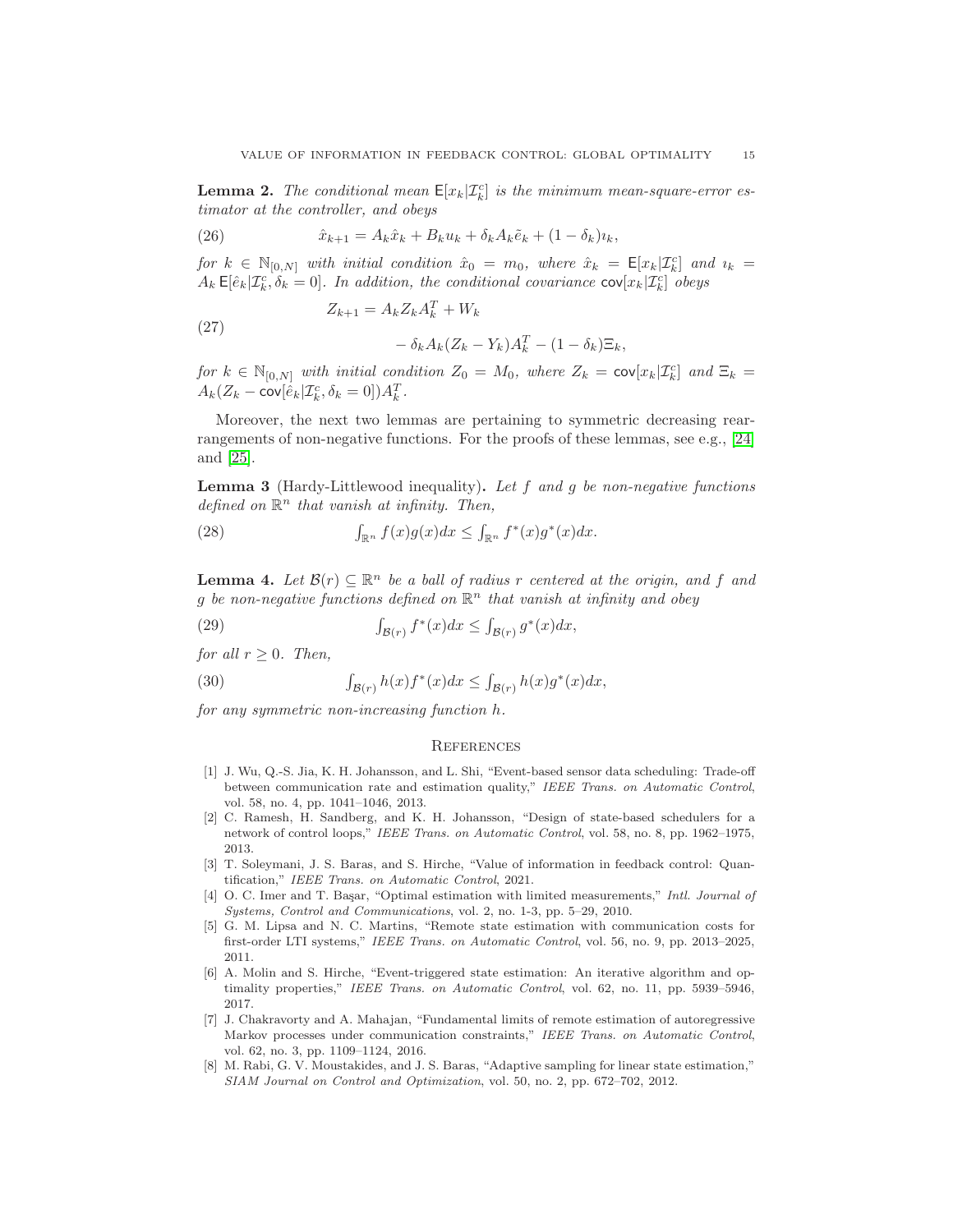**Lemma 2.** *The conditional mean $\mathsf{E}[x_k|\mathcal{I}_k^c]$ is the minimum mean-square-error estimator at the controller, and obeys*

$$\hat{x}_{k+1} = A_k\hat{x}_k + B_k u_k + \delta_k A_k \tilde{e}_k + (1-\delta_k)\imath_k, \tag{26}$$

*for $k \in \mathbb{N}_{[0,N]}$ with initial condition $\hat{x}_0 = m_0$, where $\hat{x}_k = \mathsf{E}[x_k|\mathcal{I}_k^c]$ and $\imath_k = A_k\,\mathsf{E}[\hat{e}_k|\mathcal{I}_k^c, \delta_k = 0]$. In addition, the conditional covariance $\mathsf{cov}[x_k|\mathcal{I}_k^c]$ obeys*

$$\begin{aligned} Z_{k+1} = {} & A_k Z_k A_k^T + W_k \\ & - \delta_k A_k (Z_k - Y_k) A_k^T - (1-\delta_k)\Xi_k, \end{aligned} \tag{27}$$

*for $k \in \mathbb{N}_{[0,N]}$ with initial condition $Z_0 = M_0$, where $Z_k = \mathsf{cov}[x_k|\mathcal{I}_k^c]$ and $\Xi_k = A_k(Z_k - \mathsf{cov}[\hat{e}_k|\mathcal{I}_k^c, \delta_k = 0])A_k^T$.*

Moreover, the next two lemmas are pertaining to symmetric decreasing rearrangements of non-negative functions. For the proofs of these lemmas, see e.g., [24] and [25].

**Lemma 3** (Hardy-Littlewood inequality)**.** *Let $f$ and $g$ be non-negative functions defined on $\mathbb{R}^n$ that vanish at infinity. Then,*

$$\textstyle\int_{\mathbb{R}^n} f(x)g(x)dx \leq \int_{\mathbb{R}^n} f^*(x)g^*(x)dx. \tag{28}$$

**Lemma 4.** *Let $\mathcal{B}(r) \subseteq \mathbb{R}^n$ be a ball of radius $r$ centered at the origin, and $f$ and $g$ be non-negative functions defined on $\mathbb{R}^n$ that vanish at infinity and obey*

$$\textstyle\int_{\mathcal{B}(r)} f^*(x)dx \leq \int_{\mathcal{B}(r)} g^*(x)dx, \tag{29}$$

*for all $r \geq 0$. Then,*

$$\textstyle\int_{\mathcal{B}(r)} h(x)f^*(x)dx \leq \int_{\mathcal{B}(r)} h(x)g^*(x)dx, \tag{30}$$

*for any symmetric non-increasing function $h$.*

## References

[1] J. Wu, Q.-S. Jia, K. H. Johansson, and L. Shi, "Event-based sensor data scheduling: Trade-off between communication rate and estimation quality," *IEEE Trans. on Automatic Control*, vol. 58, no. 4, pp. 1041–1046, 2013.

[2] C. Ramesh, H. Sandberg, and K. H. Johansson, "Design of state-based schedulers for a network of control loops," *IEEE Trans. on Automatic Control*, vol. 58, no. 8, pp. 1962–1975, 2013.

[3] T. Soleymani, J. S. Baras, and S. Hirche, "Value of information in feedback control: Quantification," *IEEE Trans. on Automatic Control*, 2021.

[4] O. C. Imer and T. Başar, "Optimal estimation with limited measurements," *Intl. Journal of Systems, Control and Communications*, vol. 2, no. 1-3, pp. 5–29, 2010.

[5] G. M. Lipsa and N. C. Martins, "Remote state estimation with communication costs for first-order LTI systems," *IEEE Trans. on Automatic Control*, vol. 56, no. 9, pp. 2013–2025, 2011.

[6] A. Molin and S. Hirche, "Event-triggered state estimation: An iterative algorithm and optimality properties," *IEEE Trans. on Automatic Control*, vol. 62, no. 11, pp. 5939–5946, 2017.

[7] J. Chakravorty and A. Mahajan, "Fundamental limits of remote estimation of autoregressive Markov processes under communication constraints," *IEEE Trans. on Automatic Control*, vol. 62, no. 3, pp. 1109–1124, 2016.

[8] M. Rabi, G. V. Moustakides, and J. S. Baras, "Adaptive sampling for linear state estimation," *SIAM Journal on Control and Optimization*, vol. 50, no. 2, pp. 672–702, 2012.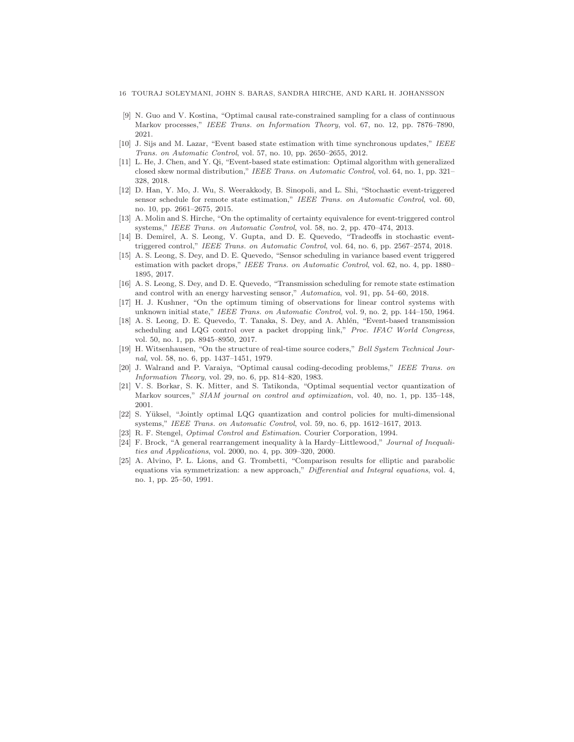[9] N. Guo and V. Kostina, "Optimal causal rate-constrained sampling for a class of continuous Markov processes," *IEEE Trans. on Information Theory*, vol. 67, no. 12, pp. 7876–7890, 2021.

[10] J. Sijs and M. Lazar, "Event based state estimation with time synchronous updates," *IEEE Trans. on Automatic Control*, vol. 57, no. 10, pp. 2650–2655, 2012.

[11] L. He, J. Chen, and Y. Qi, "Event-based state estimation: Optimal algorithm with generalized closed skew normal distribution," *IEEE Trans. on Automatic Control*, vol. 64, no. 1, pp. 321–328, 2018.

[12] D. Han, Y. Mo, J. Wu, S. Weerakkody, B. Sinopoli, and L. Shi, "Stochastic event-triggered sensor schedule for remote state estimation," *IEEE Trans. on Automatic Control*, vol. 60, no. 10, pp. 2661–2675, 2015.

[13] A. Molin and S. Hirche, "On the optimality of certainty equivalence for event-triggered control systems," *IEEE Trans. on Automatic Control*, vol. 58, no. 2, pp. 470–474, 2013.

[14] B. Demirel, A. S. Leong, V. Gupta, and D. E. Quevedo, "Tradeoffs in stochastic event-triggered control," *IEEE Trans. on Automatic Control*, vol. 64, no. 6, pp. 2567–2574, 2018.

[15] A. S. Leong, S. Dey, and D. E. Quevedo, "Sensor scheduling in variance based event triggered estimation with packet drops," *IEEE Trans. on Automatic Control*, vol. 62, no. 4, pp. 1880–1895, 2017.

[16] A. S. Leong, S. Dey, and D. E. Quevedo, "Transmission scheduling for remote state estimation and control with an energy harvesting sensor," *Automatica*, vol. 91, pp. 54–60, 2018.

[17] H. J. Kushner, "On the optimum timing of observations for linear control systems with unknown initial state," *IEEE Trans. on Automatic Control*, vol. 9, no. 2, pp. 144–150, 1964.

[18] A. S. Leong, D. E. Quevedo, T. Tanaka, S. Dey, and A. Ahlén, "Event-based transmission scheduling and LQG control over a packet dropping link," *Proc. IFAC World Congress*, vol. 50, no. 1, pp. 8945–8950, 2017.

[19] H. Witsenhausen, "On the structure of real-time source coders," *Bell System Technical Journal*, vol. 58, no. 6, pp. 1437–1451, 1979.

[20] J. Walrand and P. Varaiya, "Optimal causal coding-decoding problems," *IEEE Trans. on Information Theory*, vol. 29, no. 6, pp. 814–820, 1983.

[21] V. S. Borkar, S. K. Mitter, and S. Tatikonda, "Optimal sequential vector quantization of Markov sources," *SIAM journal on control and optimization*, vol. 40, no. 1, pp. 135–148, 2001.

[22] S. Yüksel, "Jointly optimal LQG quantization and control policies for multi-dimensional systems," *IEEE Trans. on Automatic Control*, vol. 59, no. 6, pp. 1612–1617, 2013.

[23] R. F. Stengel, *Optimal Control and Estimation*. Courier Corporation, 1994.

[24] F. Brock, "A general rearrangement inequality à la Hardy–Littlewood," *Journal of Inequalities and Applications*, vol. 2000, no. 4, pp. 309–320, 2000.

[25] A. Alvino, P. L. Lions, and G. Trombetti, "Comparison results for elliptic and parabolic equations via symmetrization: a new approach," *Differential and Integral equations*, vol. 4, no. 1, pp. 25–50, 1991.